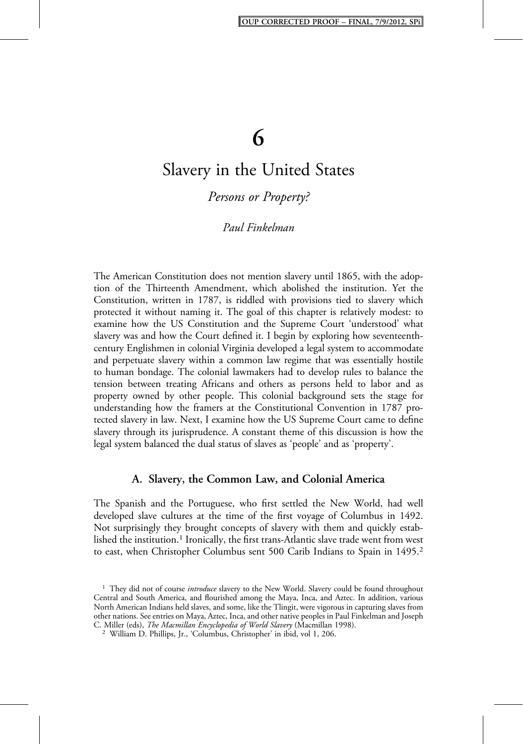# 6

# Slavery in the United States

## *Persons or Property?*

*Paul Finkelman*

The American Constitution does not mention slavery until 1865, with the adoption of the Thirteenth Amendment, which abolished the institution. Yet the Constitution, written in 1787, is riddled with provisions tied to slavery which protected it without naming it. The goal of this chapter is relatively modest: to examine how the US Constitution and the Supreme Court 'understood' what slavery was and how the Court defined it. I begin by exploring how seventeenth-century Englishmen in colonial Virginia developed a legal system to accommodate and perpetuate slavery within a common law regime that was essentially hostile to human bondage. The colonial lawmakers had to develop rules to balance the tension between treating Africans and others as persons held to labor and as property owned by other people. This colonial background sets the stage for understanding how the framers at the Constitutional Convention in 1787 protected slavery in law. Next, I examine how the US Supreme Court came to define slavery through its jurisprudence. A constant theme of this discussion is how the legal system balanced the dual status of slaves as 'people' and as 'property'.

### A. Slavery, the Common Law, and Colonial America

The Spanish and the Portuguese, who first settled the New World, had well developed slave cultures at the time of the first voyage of Columbus in 1492. Not surprisingly they brought concepts of slavery with them and quickly established the institution.[1] Ironically, the first trans-Atlantic slave trade went from west to east, when Christopher Columbus sent 500 Carib Indians to Spain in 1495.[2]

---

[1] They did not of course *introduce* slavery to the New World. Slavery could be found throughout Central and South America, and flourished among the Maya, Inca, and Aztec. In addition, various North American Indians held slaves, and some, like the Tlingit, were vigorous in capturing slaves from other nations. See entries on Maya, Aztec, Inca, and other native peoples in Paul Finkelman and Joseph C. Miller (eds), *The Macmillan Encyclopedia of World Slavery* (Macmillan 1998).

[2] William D. Phillips, Jr., 'Columbus, Christopher' in ibid, vol 1, 206.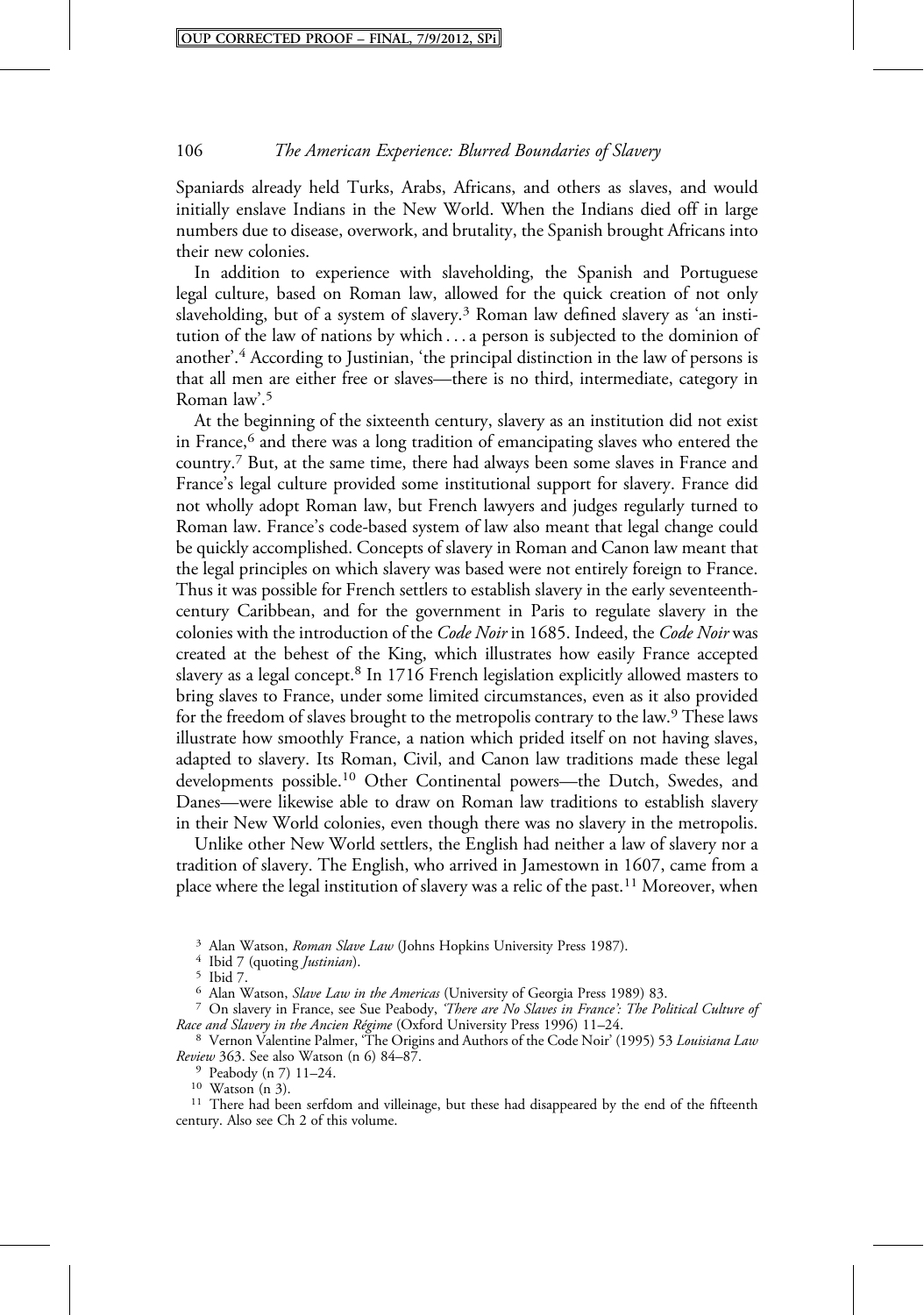Spaniards already held Turks, Arabs, Africans, and others as slaves, and would initially enslave Indians in the New World. When the Indians died off in large numbers due to disease, overwork, and brutality, the Spanish brought Africans into their new colonies.

In addition to experience with slaveholding, the Spanish and Portuguese legal culture, based on Roman law, allowed for the quick creation of not only slaveholding, but of a system of slavery.[3] Roman law defined slavery as 'an institution of the law of nations by which . . . a person is subjected to the dominion of another'.[4] According to Justinian, 'the principal distinction in the law of persons is that all men are either free or slaves—there is no third, intermediate, category in Roman law'.[5]

At the beginning of the sixteenth century, slavery as an institution did not exist in France,[6] and there was a long tradition of emancipating slaves who entered the country.[7] But, at the same time, there had always been some slaves in France and France's legal culture provided some institutional support for slavery. France did not wholly adopt Roman law, but French lawyers and judges regularly turned to Roman law. France's code-based system of law also meant that legal change could be quickly accomplished. Concepts of slavery in Roman and Canon law meant that the legal principles on which slavery was based were not entirely foreign to France. Thus it was possible for French settlers to establish slavery in the early seventeenth-century Caribbean, and for the government in Paris to regulate slavery in the colonies with the introduction of the *Code Noir* in 1685. Indeed, the *Code Noir* was created at the behest of the King, which illustrates how easily France accepted slavery as a legal concept.[8] In 1716 French legislation explicitly allowed masters to bring slaves to France, under some limited circumstances, even as it also provided for the freedom of slaves brought to the metropolis contrary to the law.[9] These laws illustrate how smoothly France, a nation which prided itself on not having slaves, adapted to slavery. Its Roman, Civil, and Canon law traditions made these legal developments possible.[10] Other Continental powers—the Dutch, Swedes, and Danes—were likewise able to draw on Roman law traditions to establish slavery in their New World colonies, even though there was no slavery in the metropolis.

Unlike other New World settlers, the English had neither a law of slavery nor a tradition of slavery. The English, who arrived in Jamestown in 1607, came from a place where the legal institution of slavery was a relic of the past.[11] Moreover, when

[3] Alan Watson, *Roman Slave Law* (Johns Hopkins University Press 1987).

[4] Ibid 7 (quoting *Justinian*).

[5] Ibid 7.

[6] Alan Watson, *Slave Law in the Americas* (University of Georgia Press 1989) 83.

[7] On slavery in France, see Sue Peabody, *'There are No Slaves in France': The Political Culture of Race and Slavery in the Ancien Régime* (Oxford University Press 1996) 11–24.

[8] Vernon Valentine Palmer, 'The Origins and Authors of the Code Noir' (1995) 53 *Louisiana Law Review* 363. See also Watson (n 6) 84–87.

[9] Peabody (n 7) 11–24.

[10] Watson (n 3).

[11] There had been serfdom and villeinage, but these had disappeared by the end of the fifteenth century. Also see Ch 2 of this volume.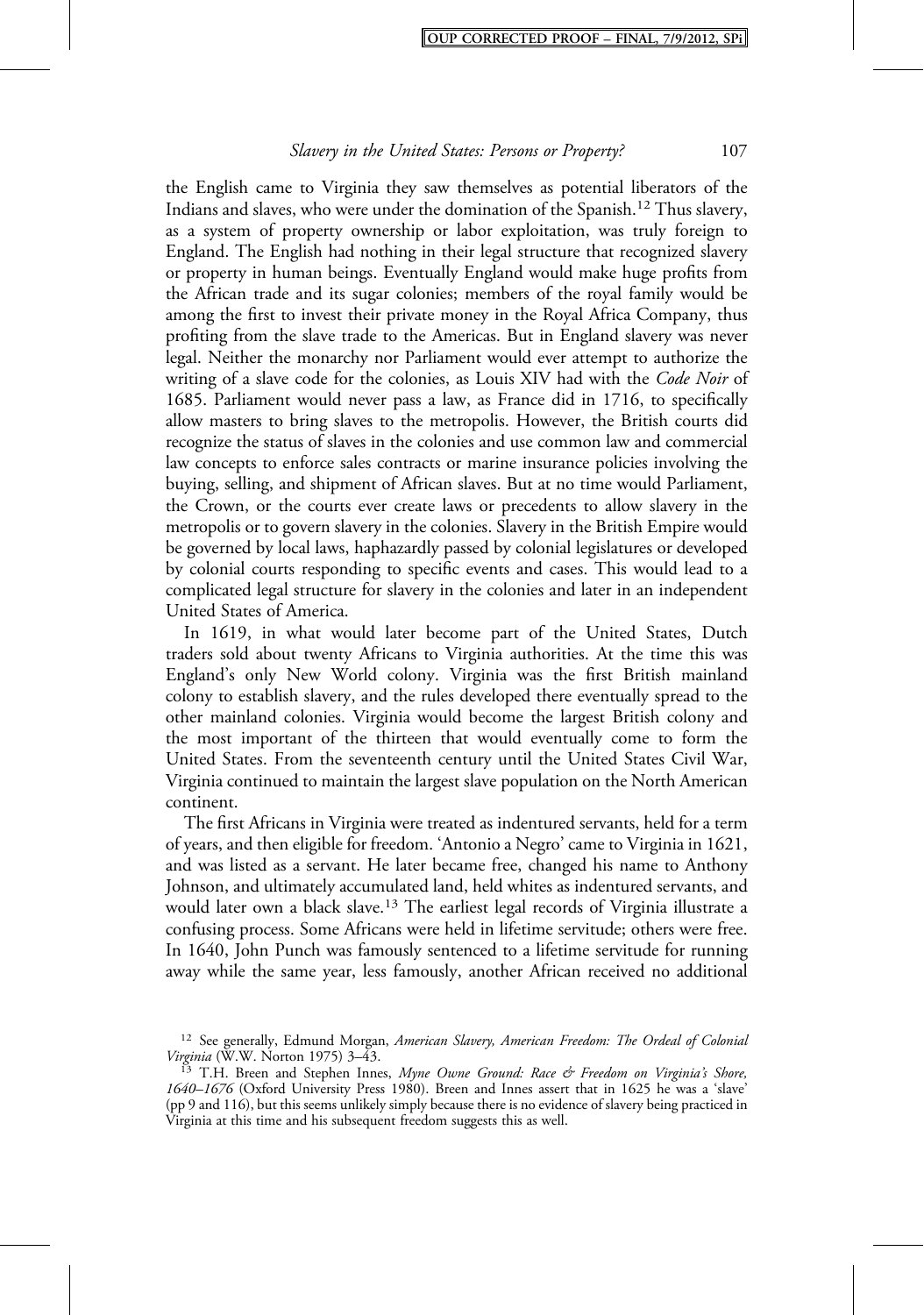the English came to Virginia they saw themselves as potential liberators of the Indians and slaves, who were under the domination of the Spanish.[12] Thus slavery, as a system of property ownership or labor exploitation, was truly foreign to England. The English had nothing in their legal structure that recognized slavery or property in human beings. Eventually England would make huge profits from the African trade and its sugar colonies; members of the royal family would be among the first to invest their private money in the Royal Africa Company, thus profiting from the slave trade to the Americas. But in England slavery was never legal. Neither the monarchy nor Parliament would ever attempt to authorize the writing of a slave code for the colonies, as Louis XIV had with the *Code Noir* of 1685. Parliament would never pass a law, as France did in 1716, to specifically allow masters to bring slaves to the metropolis. However, the British courts did recognize the status of slaves in the colonies and use common law and commercial law concepts to enforce sales contracts or marine insurance policies involving the buying, selling, and shipment of African slaves. But at no time would Parliament, the Crown, or the courts ever create laws or precedents to allow slavery in the metropolis or to govern slavery in the colonies. Slavery in the British Empire would be governed by local laws, haphazardly passed by colonial legislatures or developed by colonial courts responding to specific events and cases. This would lead to a complicated legal structure for slavery in the colonies and later in an independent United States of America.

In 1619, in what would later become part of the United States, Dutch traders sold about twenty Africans to Virginia authorities. At the time this was England's only New World colony. Virginia was the first British mainland colony to establish slavery, and the rules developed there eventually spread to the other mainland colonies. Virginia would become the largest British colony and the most important of the thirteen that would eventually come to form the United States. From the seventeenth century until the United States Civil War, Virginia continued to maintain the largest slave population on the North American continent.

The first Africans in Virginia were treated as indentured servants, held for a term of years, and then eligible for freedom. 'Antonio a Negro' came to Virginia in 1621, and was listed as a servant. He later became free, changed his name to Anthony Johnson, and ultimately accumulated land, held whites as indentured servants, and would later own a black slave.[13] The earliest legal records of Virginia illustrate a confusing process. Some Africans were held in lifetime servitude; others were free. In 1640, John Punch was famously sentenced to a lifetime servitude for running away while the same year, less famously, another African received no additional

---

[12] See generally, Edmund Morgan, *American Slavery, American Freedom: The Ordeal of Colonial Virginia* (W.W. Norton 1975) 3–43.

[13] T.H. Breen and Stephen Innes, *Myne Owne Ground: Race & Freedom on Virginia's Shore, 1640–1676* (Oxford University Press 1980). Breen and Innes assert that in 1625 he was a 'slave' (pp 9 and 116), but this seems unlikely simply because there is no evidence of slavery being practiced in Virginia at this time and his subsequent freedom suggests this as well.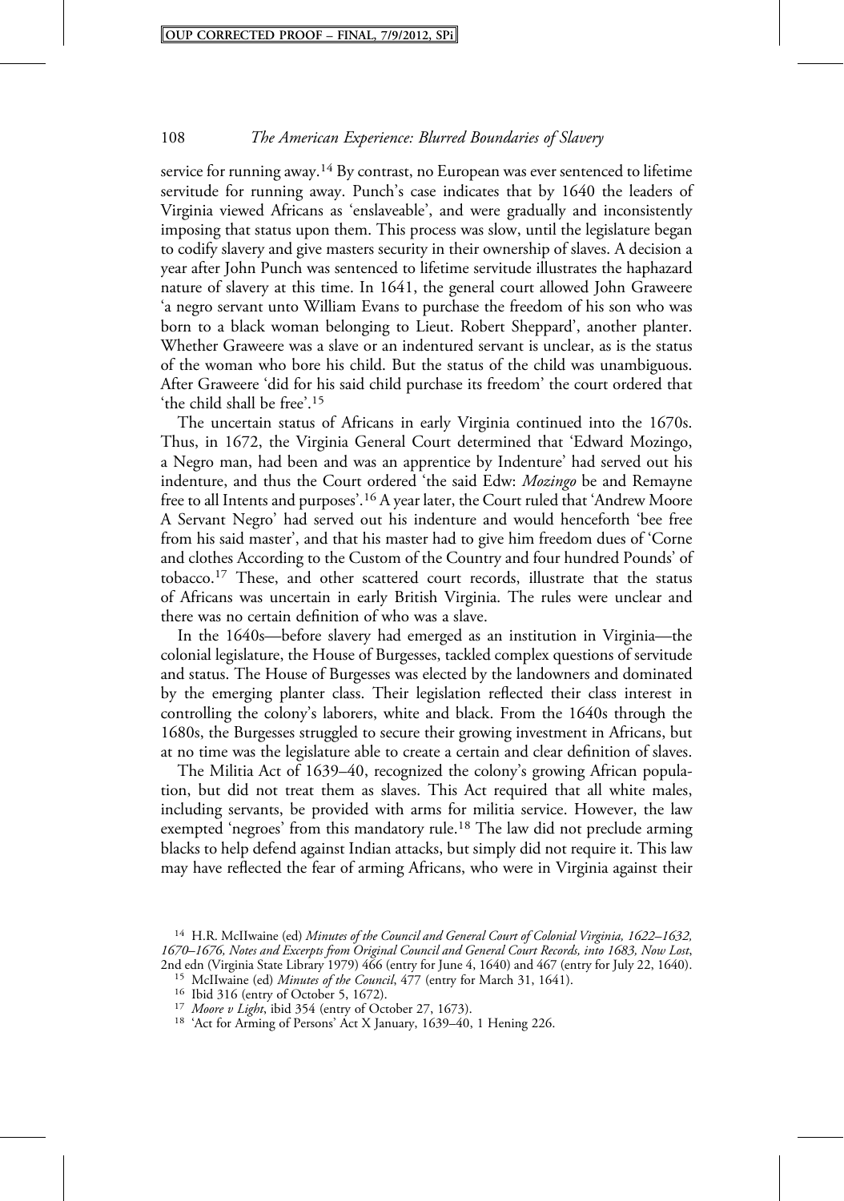service for running away.[14] By contrast, no European was ever sentenced to lifetime servitude for running away. Punch's case indicates that by 1640 the leaders of Virginia viewed Africans as 'enslaveable', and were gradually and inconsistently imposing that status upon them. This process was slow, until the legislature began to codify slavery and give masters security in their ownership of slaves. A decision a year after John Punch was sentenced to lifetime servitude illustrates the haphazard nature of slavery at this time. In 1641, the general court allowed John Graweere 'a negro servant unto William Evans to purchase the freedom of his son who was born to a black woman belonging to Lieut. Robert Sheppard', another planter. Whether Graweere was a slave or an indentured servant is unclear, as is the status of the woman who bore his child. But the status of the child was unambiguous. After Graweere 'did for his said child purchase its freedom' the court ordered that 'the child shall be free'.[15]

The uncertain status of Africans in early Virginia continued into the 1670s. Thus, in 1672, the Virginia General Court determined that 'Edward Mozingo, a Negro man, had been and was an apprentice by Indenture' had served out his indenture, and thus the Court ordered 'the said Edw: *Mozingo* be and Remayne free to all Intents and purposes'.[16] A year later, the Court ruled that 'Andrew Moore A Servant Negro' had served out his indenture and would henceforth 'bee free from his said master', and that his master had to give him freedom dues of 'Corne and clothes According to the Custom of the Country and four hundred Pounds' of tobacco.[17] These, and other scattered court records, illustrate that the status of Africans was uncertain in early British Virginia. The rules were unclear and there was no certain definition of who was a slave.

In the 1640s—before slavery had emerged as an institution in Virginia—the colonial legislature, the House of Burgesses, tackled complex questions of servitude and status. The House of Burgesses was elected by the landowners and dominated by the emerging planter class. Their legislation reflected their class interest in controlling the colony's laborers, white and black. From the 1640s through the 1680s, the Burgesses struggled to secure their growing investment in Africans, but at no time was the legislature able to create a certain and clear definition of slaves.

The Militia Act of 1639–40, recognized the colony's growing African population, but did not treat them as slaves. This Act required that all white males, including servants, be provided with arms for militia service. However, the law exempted 'negroes' from this mandatory rule.[18] The law did not preclude arming blacks to help defend against Indian attacks, but simply did not require it. This law may have reflected the fear of arming Africans, who were in Virginia against their

---

[14] H.R. McIlwaine (ed) *Minutes of the Council and General Court of Colonial Virginia, 1622–1632, 1670–1676, Notes and Excerpts from Original Council and General Court Records, into 1683, Now Lost*, 2nd edn (Virginia State Library 1979) 466 (entry for June 4, 1640) and 467 (entry for July 22, 1640).

[15] McIlwaine (ed) *Minutes of the Council*, 477 (entry for March 31, 1641).

[16] Ibid 316 (entry of October 5, 1672).

[17] *Moore v Light*, ibid 354 (entry of October 27, 1673).

[18] 'Act for Arming of Persons' Act X January, 1639–40, 1 Hening 226.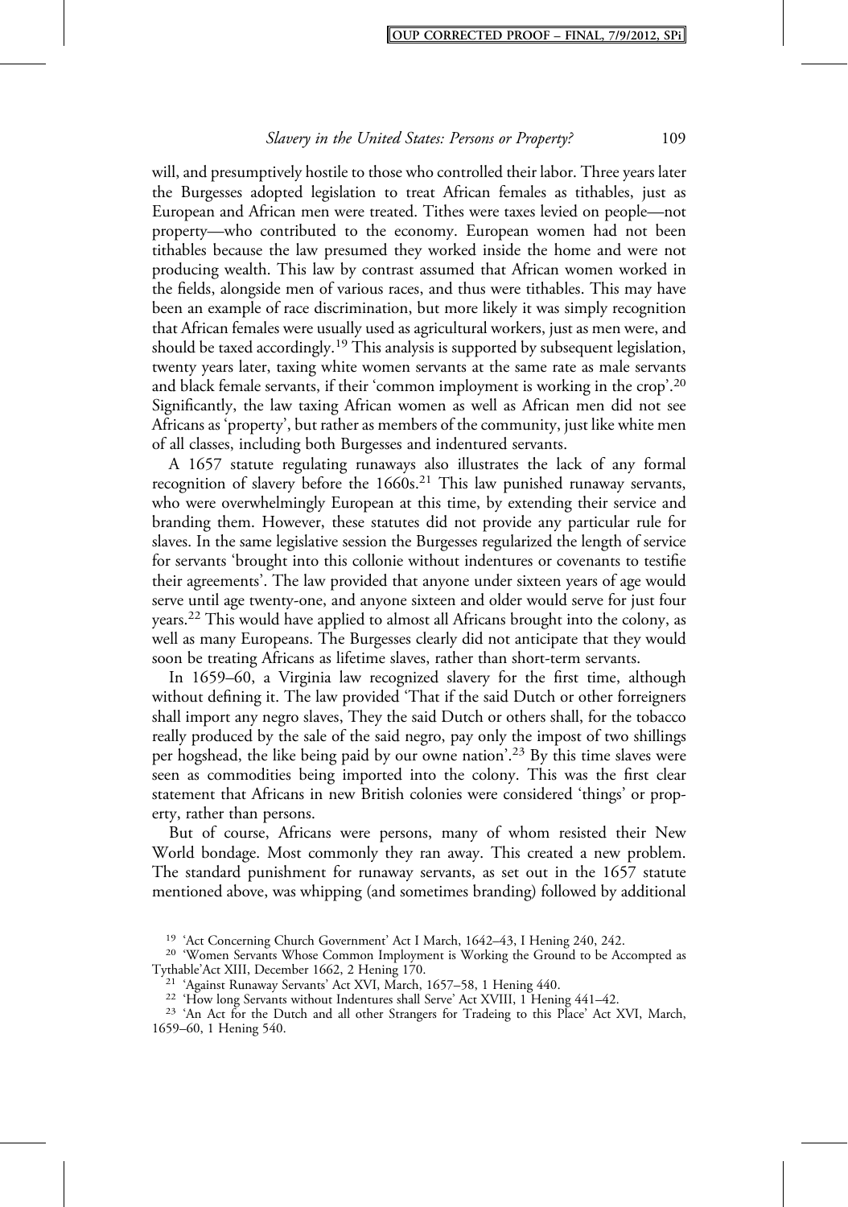will, and presumptively hostile to those who controlled their labor. Three years later the Burgesses adopted legislation to treat African females as tithables, just as European and African men were treated. Tithes were taxes levied on people—not property—who contributed to the economy. European women had not been tithables because the law presumed they worked inside the home and were not producing wealth. This law by contrast assumed that African women worked in the fields, alongside men of various races, and thus were tithables. This may have been an example of race discrimination, but more likely it was simply recognition that African females were usually used as agricultural workers, just as men were, and should be taxed accordingly.[19] This analysis is supported by subsequent legislation, twenty years later, taxing white women servants at the same rate as male servants and black female servants, if their 'common imployment is working in the crop'.[20] Significantly, the law taxing African women as well as African men did not see Africans as 'property', but rather as members of the community, just like white men of all classes, including both Burgesses and indentured servants.

A 1657 statute regulating runaways also illustrates the lack of any formal recognition of slavery before the 1660s.[21] This law punished runaway servants, who were overwhelmingly European at this time, by extending their service and branding them. However, these statutes did not provide any particular rule for slaves. In the same legislative session the Burgesses regularized the length of service for servants 'brought into this collonie without indentures or covenants to testifie their agreements'. The law provided that anyone under sixteen years of age would serve until age twenty-one, and anyone sixteen and older would serve for just four years.[22] This would have applied to almost all Africans brought into the colony, as well as many Europeans. The Burgesses clearly did not anticipate that they would soon be treating Africans as lifetime slaves, rather than short-term servants.

In 1659–60, a Virginia law recognized slavery for the first time, although without defining it. The law provided 'That if the said Dutch or other forreigners shall import any negro slaves, They the said Dutch or others shall, for the tobacco really produced by the sale of the said negro, pay only the impost of two shillings per hogshead, the like being paid by our owne nation'.[23] By this time slaves were seen as commodities being imported into the colony. This was the first clear statement that Africans in new British colonies were considered 'things' or property, rather than persons.

But of course, Africans were persons, many of whom resisted their New World bondage. Most commonly they ran away. This created a new problem. The standard punishment for runaway servants, as set out in the 1657 statute mentioned above, was whipping (and sometimes branding) followed by additional

[19] 'Act Concerning Church Government' Act I March, 1642–43, I Hening 240, 242.

[20] 'Women Servants Whose Common Imployment is Working the Ground to be Accompted as Tythable'Act XIII, December 1662, 2 Hening 170.

[21] 'Against Runaway Servants' Act XVI, March, 1657–58, 1 Hening 440.

[22] 'How long Servants without Indentures shall Serve' Act XVIII, 1 Hening 441–42.

[23] 'An Act for the Dutch and all other Strangers for Tradeing to this Place' Act XVI, March, 1659–60, 1 Hening 540.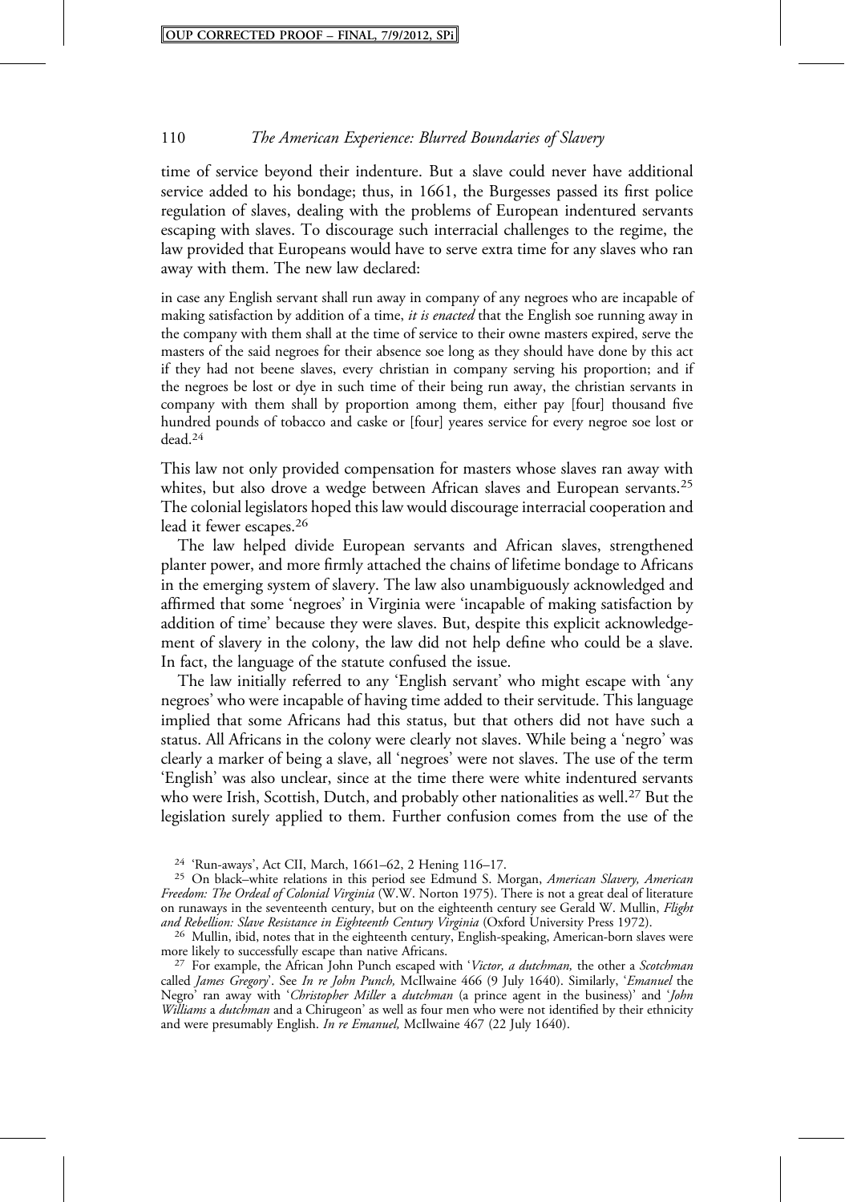time of service beyond their indenture. But a slave could never have additional service added to his bondage; thus, in 1661, the Burgesses passed its first police regulation of slaves, dealing with the problems of European indentured servants escaping with slaves. To discourage such interracial challenges to the regime, the law provided that Europeans would have to serve extra time for any slaves who ran away with them. The new law declared:

> in case any English servant shall run away in company of any negroes who are incapable of making satisfaction by addition of a time, *it is enacted* that the English soe running away in the company with them shall at the time of service to their owne masters expired, serve the masters of the said negroes for their absence soe long as they should have done by this act if they had not beene slaves, every christian in company serving his proportion; and if the negroes be lost or dye in such time of their being run away, the christian servants in company with them shall by proportion among them, either pay [four] thousand five hundred pounds of tobacco and caske or [four] yeares service for every negroe soe lost or dead.[24]

This law not only provided compensation for masters whose slaves ran away with whites, but also drove a wedge between African slaves and European servants.[25] The colonial legislators hoped this law would discourage interracial cooperation and lead it fewer escapes.[26]

The law helped divide European servants and African slaves, strengthened planter power, and more firmly attached the chains of lifetime bondage to Africans in the emerging system of slavery. The law also unambiguously acknowledged and affirmed that some 'negroes' in Virginia were 'incapable of making satisfaction by addition of time' because they were slaves. But, despite this explicit acknowledgement of slavery in the colony, the law did not help define who could be a slave. In fact, the language of the statute confused the issue.

The law initially referred to any 'English servant' who might escape with 'any negroes' who were incapable of having time added to their servitude. This language implied that some Africans had this status, but that others did not have such a status. All Africans in the colony were clearly not slaves. While being a 'negro' was clearly a marker of being a slave, all 'negroes' were not slaves. The use of the term 'English' was also unclear, since at the time there were white indentured servants who were Irish, Scottish, Dutch, and probably other nationalities as well.[27] But the legislation surely applied to them. Further confusion comes from the use of the

---

[24] 'Run-aways', Act CII, March, 1661–62, 2 Hening 116–17.

[25] On black–white relations in this period see Edmund S. Morgan, *American Slavery, American Freedom: The Ordeal of Colonial Virginia* (W.W. Norton 1975). There is not a great deal of literature on runaways in the seventeenth century, but on the eighteenth century see Gerald W. Mullin, *Flight and Rebellion: Slave Resistance in Eighteenth Century Virginia* (Oxford University Press 1972).

[26] Mullin, ibid, notes that in the eighteenth century, English-speaking, American-born slaves were more likely to successfully escape than native Africans.

[27] For example, the African John Punch escaped with '*Victor, a dutchman,* the other a *Scotchman* called *James Gregory*'. See *In re John Punch,* McIlwaine 466 (9 July 1640). Similarly, '*Emanuel* the Negro' ran away with '*Christopher Miller* a *dutchman* (a prince agent in the business)' and '*John Williams* a *dutchman* and a Chirugeon' as well as four men who were not identified by their ethnicity and were presumably English. *In re Emanuel,* McIlwaine 467 (22 July 1640).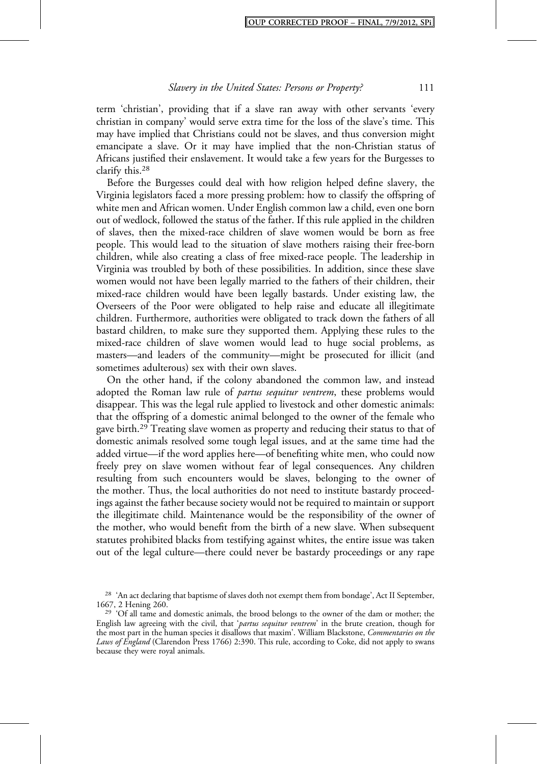term 'christian', providing that if a slave ran away with other servants 'every christian in company' would serve extra time for the loss of the slave's time. This may have implied that Christians could not be slaves, and thus conversion might emancipate a slave. Or it may have implied that the non-Christian status of Africans justified their enslavement. It would take a few years for the Burgesses to clarify this.[28]

Before the Burgesses could deal with how religion helped define slavery, the Virginia legislators faced a more pressing problem: how to classify the offspring of white men and African women. Under English common law a child, even one born out of wedlock, followed the status of the father. If this rule applied in the children of slaves, then the mixed-race children of slave women would be born as free people. This would lead to the situation of slave mothers raising their free-born children, while also creating a class of free mixed-race people. The leadership in Virginia was troubled by both of these possibilities. In addition, since these slave women would not have been legally married to the fathers of their children, their mixed-race children would have been legally bastards. Under existing law, the Overseers of the Poor were obligated to help raise and educate all illegitimate children. Furthermore, authorities were obligated to track down the fathers of all bastard children, to make sure they supported them. Applying these rules to the mixed-race children of slave women would lead to huge social problems, as masters—and leaders of the community—might be prosecuted for illicit (and sometimes adulterous) sex with their own slaves.

On the other hand, if the colony abandoned the common law, and instead adopted the Roman law rule of *partus sequitur ventrem*, these problems would disappear. This was the legal rule applied to livestock and other domestic animals: that the offspring of a domestic animal belonged to the owner of the female who gave birth.[29] Treating slave women as property and reducing their status to that of domestic animals resolved some tough legal issues, and at the same time had the added virtue—if the word applies here—of benefiting white men, who could now freely prey on slave women without fear of legal consequences. Any children resulting from such encounters would be slaves, belonging to the owner of the mother. Thus, the local authorities do not need to institute bastardy proceedings against the father because society would not be required to maintain or support the illegitimate child. Maintenance would be the responsibility of the owner of the mother, who would benefit from the birth of a new slave. When subsequent statutes prohibited blacks from testifying against whites, the entire issue was taken out of the legal culture—there could never be bastardy proceedings or any rape

---

[28] 'An act declaring that baptisme of slaves doth not exempt them from bondage', Act II September, 1667, 2 Hening 260.

[29] 'Of all tame and domestic animals, the brood belongs to the owner of the dam or mother; the English law agreeing with the civil, that '*partus sequitur ventrem*' in the brute creation, though for the most part in the human species it disallows that maxim'. William Blackstone, *Commentaries on the Laws of England* (Clarendon Press 1766) 2:390. This rule, according to Coke, did not apply to swans because they were royal animals.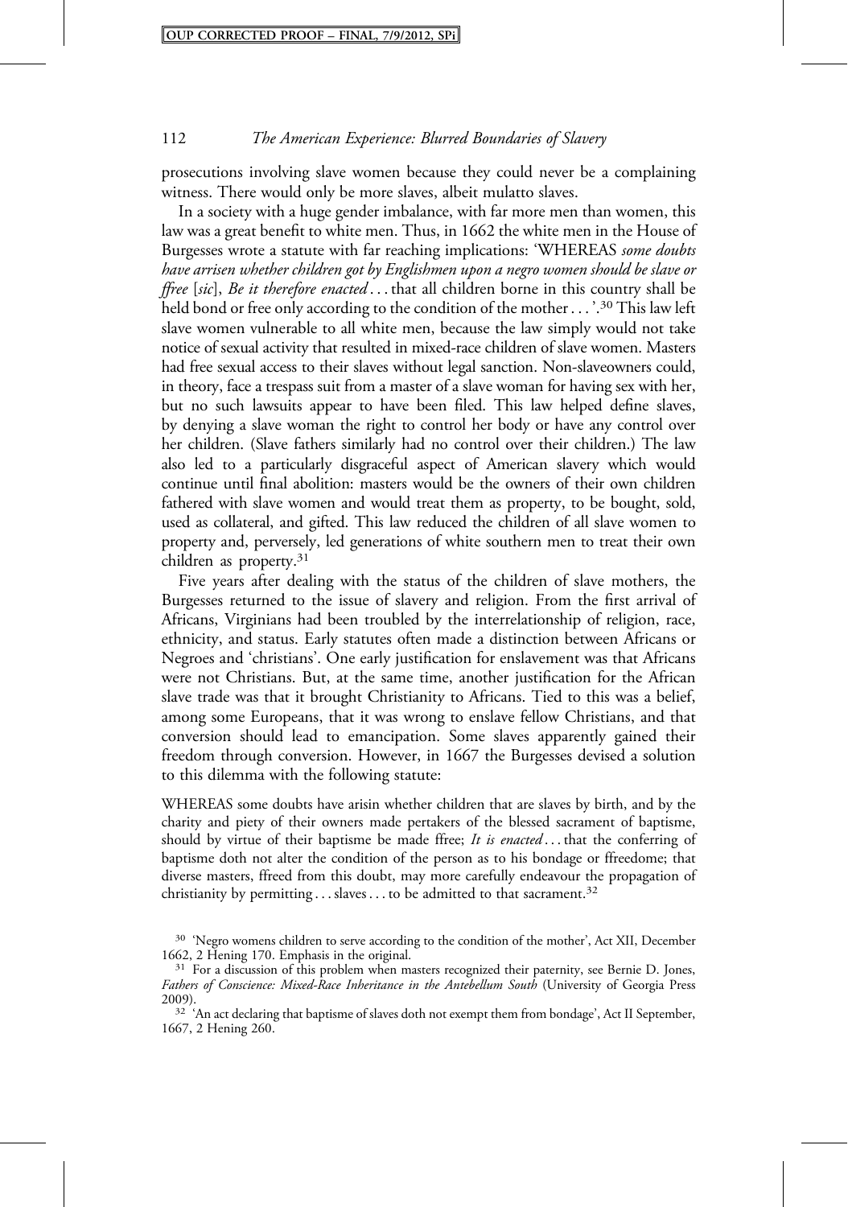prosecutions involving slave women because they could never be a complaining witness. There would only be more slaves, albeit mulatto slaves.

In a society with a huge gender imbalance, with far more men than women, this law was a great benefit to white men. Thus, in 1662 the white men in the House of Burgesses wrote a statute with far reaching implications: 'WHEREAS *some doubts have arrisen whether children got by Englishmen upon a negro women should be slave or ffree* [*sic*], *Be it therefore enacted* . . . that all children borne in this country shall be held bond or free only according to the condition of the mother . . . '.[30] This law left slave women vulnerable to all white men, because the law simply would not take notice of sexual activity that resulted in mixed-race children of slave women. Masters had free sexual access to their slaves without legal sanction. Non-slaveowners could, in theory, face a trespass suit from a master of a slave woman for having sex with her, but no such lawsuits appear to have been filed. This law helped define slaves, by denying a slave woman the right to control her body or have any control over her children. (Slave fathers similarly had no control over their children.) The law also led to a particularly disgraceful aspect of American slavery which would continue until final abolition: masters would be the owners of their own children fathered with slave women and would treat them as property, to be bought, sold, used as collateral, and gifted. This law reduced the children of all slave women to property and, perversely, led generations of white southern men to treat their own children as property.[31]

Five years after dealing with the status of the children of slave mothers, the Burgesses returned to the issue of slavery and religion. From the first arrival of Africans, Virginians had been troubled by the interrelationship of religion, race, ethnicity, and status. Early statutes often made a distinction between Africans or Negroes and 'christians'. One early justification for enslavement was that Africans were not Christians. But, at the same time, another justification for the African slave trade was that it brought Christianity to Africans. Tied to this was a belief, among some Europeans, that it was wrong to enslave fellow Christians, and that conversion should lead to emancipation. Some slaves apparently gained their freedom through conversion. However, in 1667 the Burgesses devised a solution to this dilemma with the following statute:

> WHEREAS some doubts have arisin whether children that are slaves by birth, and by the charity and piety of their owners made pertakers of the blessed sacrament of baptisme, should by virtue of their baptisme be made ffree; *It is enacted* . . . that the conferring of baptisme doth not alter the condition of the person as to his bondage or ffreedome; that diverse masters, ffreed from this doubt, may more carefully endeavour the propagation of christianity by permitting . . . slaves . . . to be admitted to that sacrament.[32]

---

[30] 'Negro womens children to serve according to the condition of the mother', Act XII, December 1662, 2 Hening 170. Emphasis in the original.

[31] For a discussion of this problem when masters recognized their paternity, see Bernie D. Jones, *Fathers of Conscience: Mixed-Race Inheritance in the Antebellum South* (University of Georgia Press 2009).

[32] 'An act declaring that baptisme of slaves doth not exempt them from bondage', Act II September, 1667, 2 Hening 260.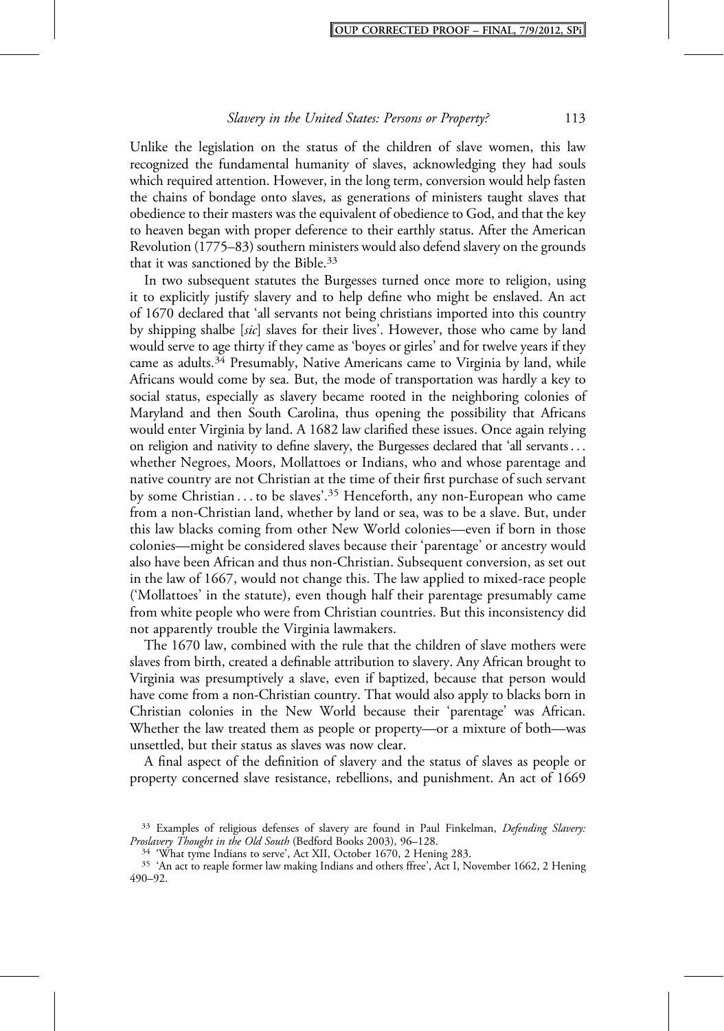Unlike the legislation on the status of the children of slave women, this law recognized the fundamental humanity of slaves, acknowledging they had souls which required attention. However, in the long term, conversion would help fasten the chains of bondage onto slaves, as generations of ministers taught slaves that obedience to their masters was the equivalent of obedience to God, and that the key to heaven began with proper deference to their earthly status. After the American Revolution (1775–83) southern ministers would also defend slavery on the grounds that it was sanctioned by the Bible.[33]

In two subsequent statutes the Burgesses turned once more to religion, using it to explicitly justify slavery and to help define who might be enslaved. An act of 1670 declared that 'all servants not being christians imported into this country by shipping shalbe [*sic*] slaves for their lives'. However, those who came by land would serve to age thirty if they came as 'boyes or girles' and for twelve years if they came as adults.[34] Presumably, Native Americans came to Virginia by land, while Africans would come by sea. But, the mode of transportation was hardly a key to social status, especially as slavery became rooted in the neighboring colonies of Maryland and then South Carolina, thus opening the possibility that Africans would enter Virginia by land. A 1682 law clarified these issues. Once again relying on religion and nativity to define slavery, the Burgesses declared that 'all servants . . . whether Negroes, Moors, Mollattoes or Indians, who and whose parentage and native country are not Christian at the time of their first purchase of such servant by some Christian . . . to be slaves'.[35] Henceforth, any non-European who came from a non-Christian land, whether by land or sea, was to be a slave. But, under this law blacks coming from other New World colonies—even if born in those colonies—might be considered slaves because their 'parentage' or ancestry would also have been African and thus non-Christian. Subsequent conversion, as set out in the law of 1667, would not change this. The law applied to mixed-race people ('Mollattoes' in the statute), even though half their parentage presumably came from white people who were from Christian countries. But this inconsistency did not apparently trouble the Virginia lawmakers.

The 1670 law, combined with the rule that the children of slave mothers were slaves from birth, created a definable attribution to slavery. Any African brought to Virginia was presumptively a slave, even if baptized, because that person would have come from a non-Christian country. That would also apply to blacks born in Christian colonies in the New World because their 'parentage' was African. Whether the law treated them as people or property—or a mixture of both—was unsettled, but their status as slaves was now clear.

A final aspect of the definition of slavery and the status of slaves as people or property concerned slave resistance, rebellions, and punishment. An act of 1669

---

[33] Examples of religious defenses of slavery are found in Paul Finkelman, *Defending Slavery: Proslavery Thought in the Old South* (Bedford Books 2003), 96–128.

[34] 'What tyme Indians to serve', Act XII, October 1670, 2 Hening 283.

[35] 'An act to reaple former law making Indians and others ffree', Act I, November 1662, 2 Hening 490–92.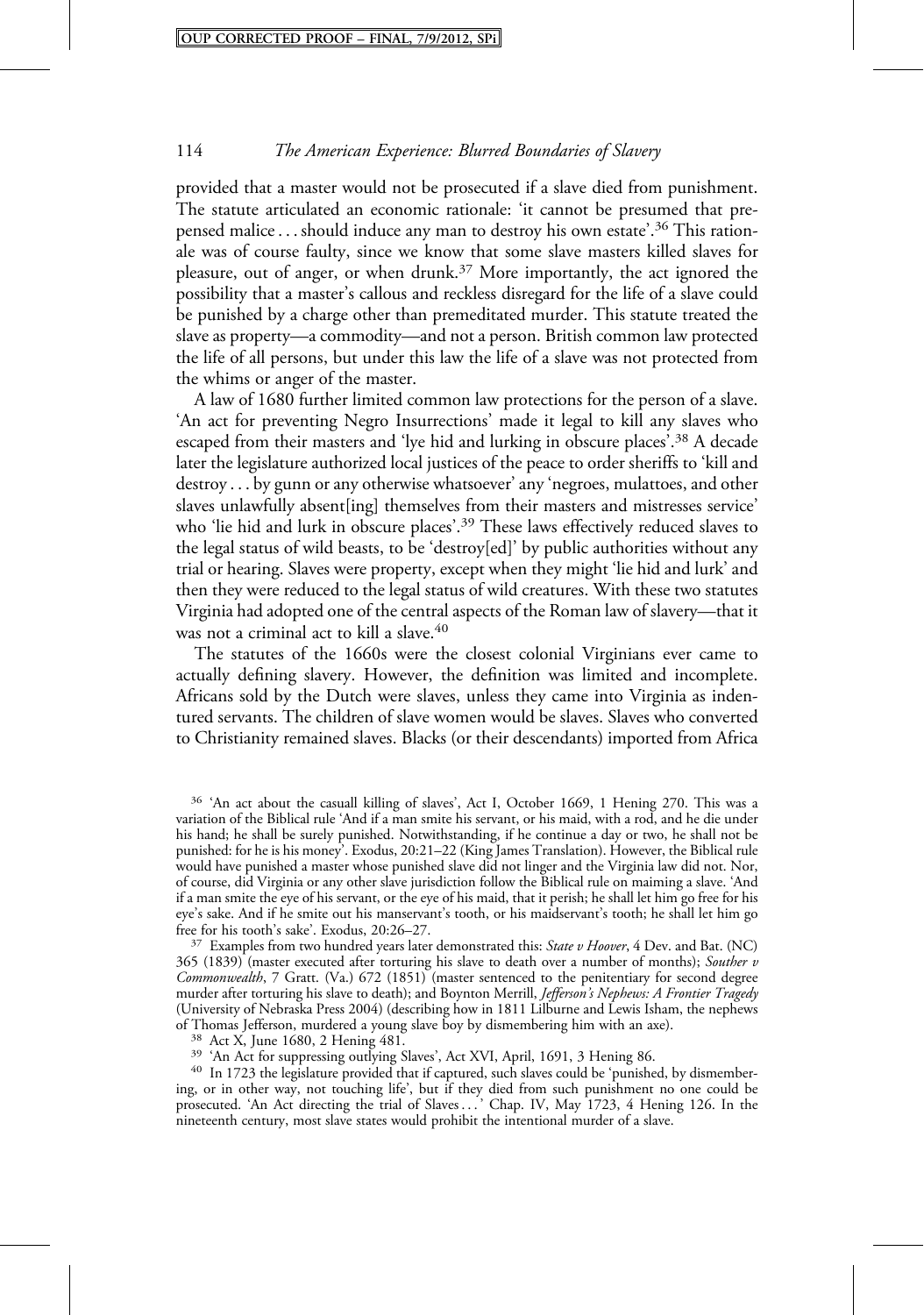provided that a master would not be prosecuted if a slave died from punishment. The statute articulated an economic rationale: 'it cannot be presumed that prepensed malice . . . should induce any man to destroy his own estate'.[36] This rationale was of course faulty, since we know that some slave masters killed slaves for pleasure, out of anger, or when drunk.[37] More importantly, the act ignored the possibility that a master's callous and reckless disregard for the life of a slave could be punished by a charge other than premeditated murder. This statute treated the slave as property—a commodity—and not a person. British common law protected the life of all persons, but under this law the life of a slave was not protected from the whims or anger of the master.

A law of 1680 further limited common law protections for the person of a slave. 'An act for preventing Negro Insurrections' made it legal to kill any slaves who escaped from their masters and 'lye hid and lurking in obscure places'.[38] A decade later the legislature authorized local justices of the peace to order sheriffs to 'kill and destroy . . . by gunn or any otherwise whatsoever' any 'negroes, mulattoes, and other slaves unlawfully absent[ing] themselves from their masters and mistresses service' who 'lie hid and lurk in obscure places'.[39] These laws effectively reduced slaves to the legal status of wild beasts, to be 'destroy[ed]' by public authorities without any trial or hearing. Slaves were property, except when they might 'lie hid and lurk' and then they were reduced to the legal status of wild creatures. With these two statutes Virginia had adopted one of the central aspects of the Roman law of slavery—that it was not a criminal act to kill a slave.[40]

The statutes of the 1660s were the closest colonial Virginians ever came to actually defining slavery. However, the definition was limited and incomplete. Africans sold by the Dutch were slaves, unless they came into Virginia as indentured servants. The children of slave women would be slaves. Slaves who converted to Christianity remained slaves. Blacks (or their descendants) imported from Africa

[36] 'An act about the casuall killing of slaves', Act I, October 1669, 1 Hening 270. This was a variation of the Biblical rule 'And if a man smite his servant, or his maid, with a rod, and he die under his hand; he shall be surely punished. Notwithstanding, if he continue a day or two, he shall not be punished: for he is his money'. Exodus, 20:21–22 (King James Translation). However, the Biblical rule would have punished a master whose punished slave did not linger and the Virginia law did not. Nor, of course, did Virginia or any other slave jurisdiction follow the Biblical rule on maiming a slave. 'And if a man smite the eye of his servant, or the eye of his maid, that it perish; he shall let him go free for his eye's sake. And if he smite out his manservant's tooth, or his maidservant's tooth; he shall let him go free for his tooth's sake'. Exodus, 20:26–27.

[37] Examples from two hundred years later demonstrated this: *State v Hoover*, 4 Dev. and Bat. (NC) 365 (1839) (master executed after torturing his slave to death over a number of months); *Souther v Commonwealth*, 7 Gratt. (Va.) 672 (1851) (master sentenced to the penitentiary for second degree murder after torturing his slave to death); and Boynton Merrill, *Jefferson's Nephews: A Frontier Tragedy* (University of Nebraska Press 2004) (describing how in 1811 Lilburne and Lewis Isham, the nephews of Thomas Jefferson, murdered a young slave boy by dismembering him with an axe).

[38] Act X, June 1680, 2 Hening 481.

[39] 'An Act for suppressing outlying Slaves', Act XVI, April, 1691, 3 Hening 86.

[40] In 1723 the legislature provided that if captured, such slaves could be 'punished, by dismembering, or in other way, not touching life', but if they died from such punishment no one could be prosecuted. 'An Act directing the trial of Slaves . . .' Chap. IV, May 1723, 4 Hening 126. In the nineteenth century, most slave states would prohibit the intentional murder of a slave.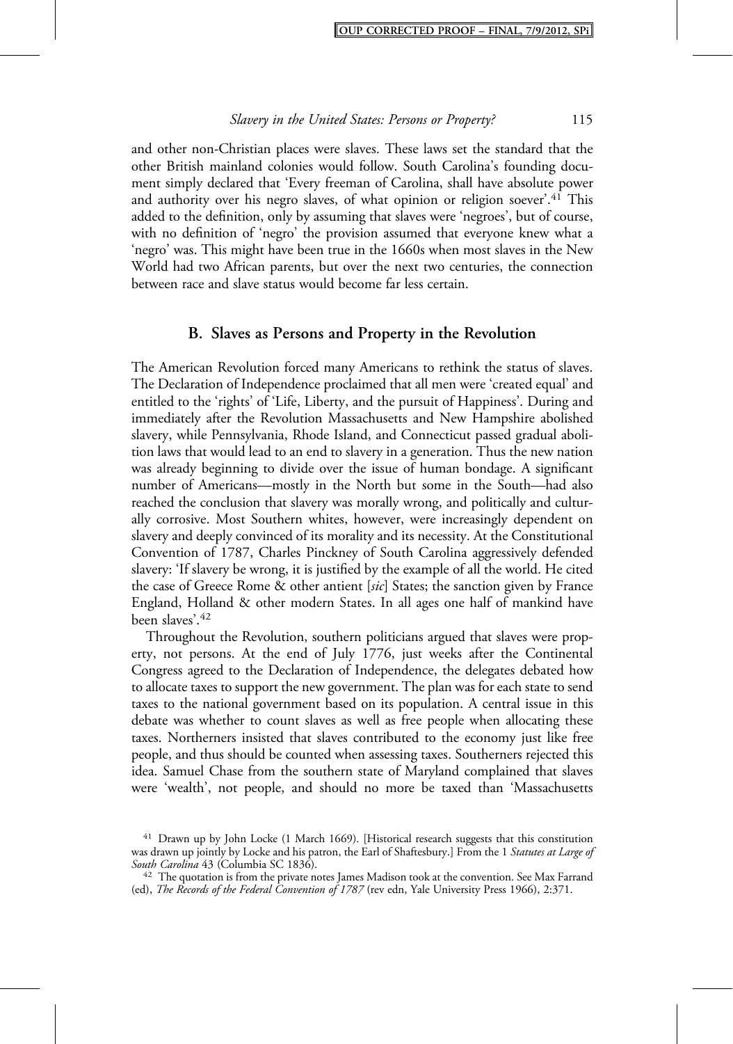and other non-Christian places were slaves. These laws set the standard that the other British mainland colonies would follow. South Carolina's founding document simply declared that 'Every freeman of Carolina, shall have absolute power and authority over his negro slaves, of what opinion or religion soever'.[41] This added to the definition, only by assuming that slaves were 'negroes', but of course, with no definition of 'negro' the provision assumed that everyone knew what a 'negro' was. This might have been true in the 1660s when most slaves in the New World had two African parents, but over the next two centuries, the connection between race and slave status would become far less certain.

## B. Slaves as Persons and Property in the Revolution

The American Revolution forced many Americans to rethink the status of slaves. The Declaration of Independence proclaimed that all men were 'created equal' and entitled to the 'rights' of 'Life, Liberty, and the pursuit of Happiness'. During and immediately after the Revolution Massachusetts and New Hampshire abolished slavery, while Pennsylvania, Rhode Island, and Connecticut passed gradual abolition laws that would lead to an end to slavery in a generation. Thus the new nation was already beginning to divide over the issue of human bondage. A significant number of Americans—mostly in the North but some in the South—had also reached the conclusion that slavery was morally wrong, and politically and culturally corrosive. Most Southern whites, however, were increasingly dependent on slavery and deeply convinced of its morality and its necessity. At the Constitutional Convention of 1787, Charles Pinckney of South Carolina aggressively defended slavery: 'If slavery be wrong, it is justified by the example of all the world. He cited the case of Greece Rome & other antient [*sic*] States; the sanction given by France England, Holland & other modern States. In all ages one half of mankind have been slaves'.[42]

Throughout the Revolution, southern politicians argued that slaves were property, not persons. At the end of July 1776, just weeks after the Continental Congress agreed to the Declaration of Independence, the delegates debated how to allocate taxes to support the new government. The plan was for each state to send taxes to the national government based on its population. A central issue in this debate was whether to count slaves as well as free people when allocating these taxes. Northerners insisted that slaves contributed to the economy just like free people, and thus should be counted when assessing taxes. Southerners rejected this idea. Samuel Chase from the southern state of Maryland complained that slaves were 'wealth', not people, and should no more be taxed than 'Massachusetts

---

[41] Drawn up by John Locke (1 March 1669). [Historical research suggests that this constitution was drawn up jointly by Locke and his patron, the Earl of Shaftesbury.] From the 1 *Statutes at Large of South Carolina* 43 (Columbia SC 1836).

[42] The quotation is from the private notes James Madison took at the convention. See Max Farrand (ed), *The Records of the Federal Convention of 1787* (rev edn, Yale University Press 1966), 2:371.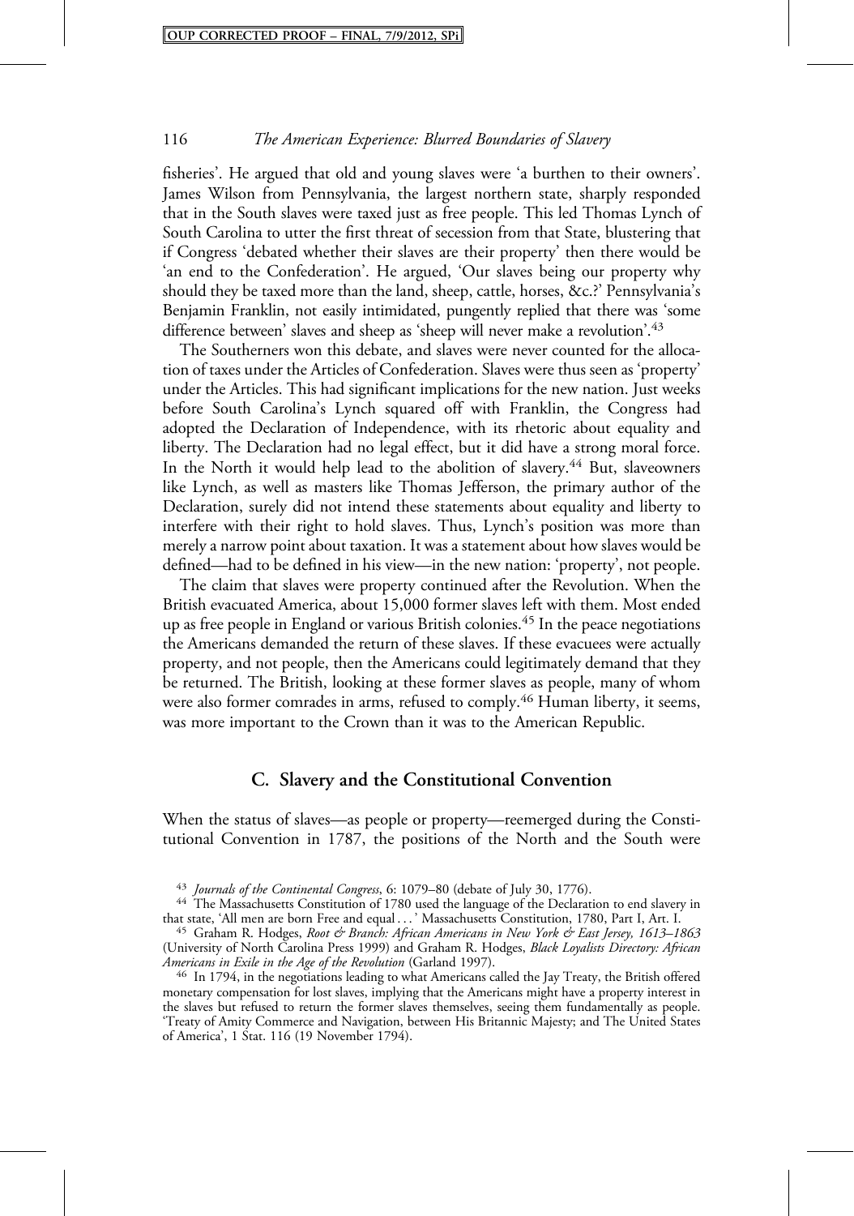fisheries'. He argued that old and young slaves were 'a burthen to their owners'. James Wilson from Pennsylvania, the largest northern state, sharply responded that in the South slaves were taxed just as free people. This led Thomas Lynch of South Carolina to utter the first threat of secession from that State, blustering that if Congress 'debated whether their slaves are their property' then there would be 'an end to the Confederation'. He argued, 'Our slaves being our property why should they be taxed more than the land, sheep, cattle, horses, &c.?' Pennsylvania's Benjamin Franklin, not easily intimidated, pungently replied that there was 'some difference between' slaves and sheep as 'sheep will never make a revolution'.[43]

The Southerners won this debate, and slaves were never counted for the allocation of taxes under the Articles of Confederation. Slaves were thus seen as 'property' under the Articles. This had significant implications for the new nation. Just weeks before South Carolina's Lynch squared off with Franklin, the Congress had adopted the Declaration of Independence, with its rhetoric about equality and liberty. The Declaration had no legal effect, but it did have a strong moral force. In the North it would help lead to the abolition of slavery.[44] But, slaveowners like Lynch, as well as masters like Thomas Jefferson, the primary author of the Declaration, surely did not intend these statements about equality and liberty to interfere with their right to hold slaves. Thus, Lynch's position was more than merely a narrow point about taxation. It was a statement about how slaves would be defined—had to be defined in his view—in the new nation: 'property', not people.

The claim that slaves were property continued after the Revolution. When the British evacuated America, about 15,000 former slaves left with them. Most ended up as free people in England or various British colonies.[45] In the peace negotiations the Americans demanded the return of these slaves. If these evacuees were actually property, and not people, then the Americans could legitimately demand that they be returned. The British, looking at these former slaves as people, many of whom were also former comrades in arms, refused to comply.[46] Human liberty, it seems, was more important to the Crown than it was to the American Republic.

## C. Slavery and the Constitutional Convention

When the status of slaves—as people or property—reemerged during the Constitutional Convention in 1787, the positions of the North and the South were

---

[43] *Journals of the Continental Congress*, 6: 1079–80 (debate of July 30, 1776).

[44] The Massachusetts Constitution of 1780 used the language of the Declaration to end slavery in that state, 'All men are born Free and equal . . . ' Massachusetts Constitution, 1780, Part I, Art. I.

[45] Graham R. Hodges, *Root & Branch: African Americans in New York & East Jersey, 1613–1863* (University of North Carolina Press 1999) and Graham R. Hodges, *Black Loyalists Directory: African Americans in Exile in the Age of the Revolution* (Garland 1997).

[46] In 1794, in the negotiations leading to what Americans called the Jay Treaty, the British offered monetary compensation for lost slaves, implying that the Americans might have a property interest in the slaves but refused to return the former slaves themselves, seeing them fundamentally as people. 'Treaty of Amity Commerce and Navigation, between His Britannic Majesty; and The United States of America', 1 Stat. 116 (19 November 1794).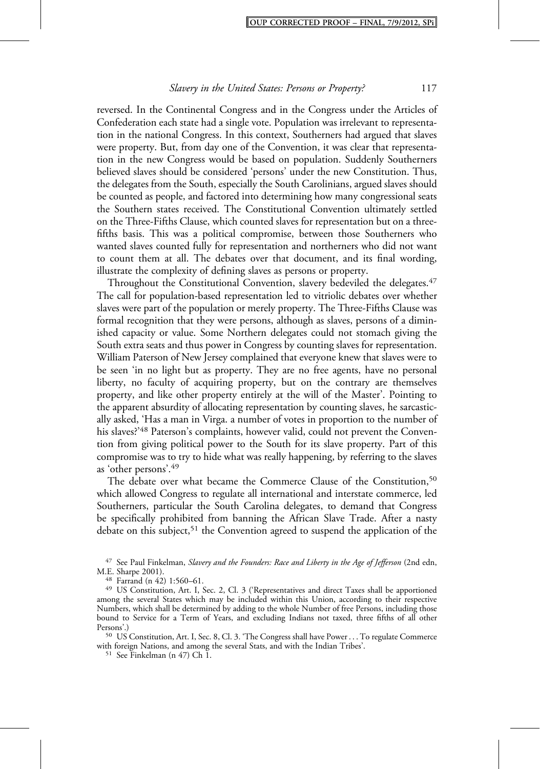reversed. In the Continental Congress and in the Congress under the Articles of Confederation each state had a single vote. Population was irrelevant to representation in the national Congress. In this context, Southerners had argued that slaves were property. But, from day one of the Convention, it was clear that representation in the new Congress would be based on population. Suddenly Southerners believed slaves should be considered 'persons' under the new Constitution. Thus, the delegates from the South, especially the South Carolinians, argued slaves should be counted as people, and factored into determining how many congressional seats the Southern states received. The Constitutional Convention ultimately settled on the Three-Fifths Clause, which counted slaves for representation but on a three-fifths basis. This was a political compromise, between those Southerners who wanted slaves counted fully for representation and northerners who did not want to count them at all. The debates over that document, and its final wording, illustrate the complexity of defining slaves as persons or property.

Throughout the Constitutional Convention, slavery bedeviled the delegates.[47] The call for population-based representation led to vitriolic debates over whether slaves were part of the population or merely property. The Three-Fifths Clause was formal recognition that they were persons, although as slaves, persons of a diminished capacity or value. Some Northern delegates could not stomach giving the South extra seats and thus power in Congress by counting slaves for representation. William Paterson of New Jersey complained that everyone knew that slaves were to be seen 'in no light but as property. They are no free agents, have no personal liberty, no faculty of acquiring property, but on the contrary are themselves property, and like other property entirely at the will of the Master'. Pointing to the apparent absurdity of allocating representation by counting slaves, he sarcastically asked, 'Has a man in Virga. a number of votes in proportion to the number of his slaves?'[48] Paterson's complaints, however valid, could not prevent the Convention from giving political power to the South for its slave property. Part of this compromise was to try to hide what was really happening, by referring to the slaves as 'other persons'.[49]

The debate over what became the Commerce Clause of the Constitution,[50] which allowed Congress to regulate all international and interstate commerce, led Southerners, particular the South Carolina delegates, to demand that Congress be specifically prohibited from banning the African Slave Trade. After a nasty debate on this subject,[51] the Convention agreed to suspend the application of the

[47] See Paul Finkelman, *Slavery and the Founders: Race and Liberty in the Age of Jefferson* (2nd edn, M.E. Sharpe 2001).

[48] Farrand (n 42) 1:560–61.

[49] US Constitution, Art. I, Sec. 2, Cl. 3 ('Representatives and direct Taxes shall be apportioned among the several States which may be included within this Union, according to their respective Numbers, which shall be determined by adding to the whole Number of free Persons, including those bound to Service for a Term of Years, and excluding Indians not taxed, three fifths of all other Persons'.)

[50] US Constitution, Art. I, Sec. 8, Cl. 3. 'The Congress shall have Power . . . To regulate Commerce with foreign Nations, and among the several Stats, and with the Indian Tribes'.

[51] See Finkelman (n 47) Ch 1.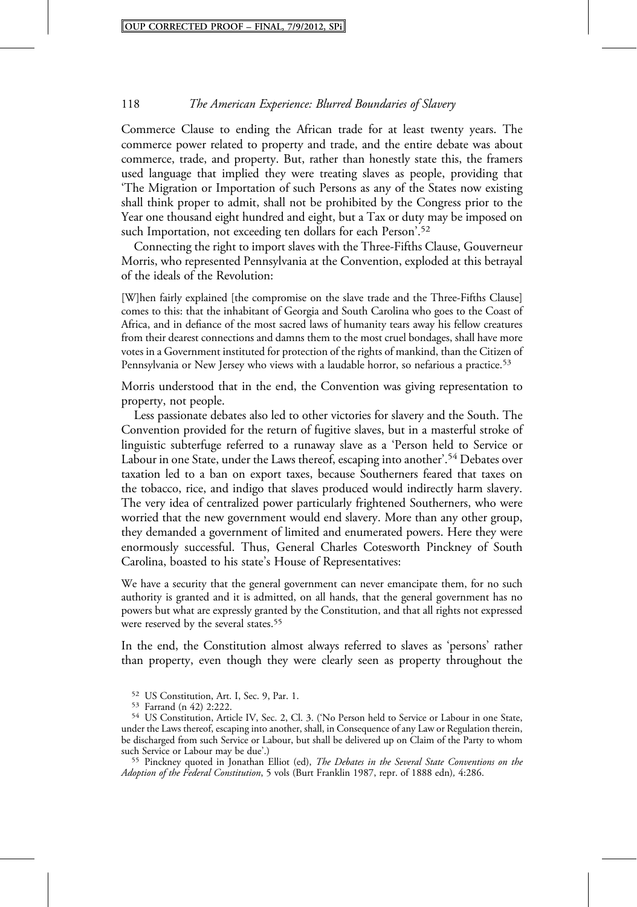Commerce Clause to ending the African trade for at least twenty years. The commerce power related to property and trade, and the entire debate was about commerce, trade, and property. But, rather than honestly state this, the framers used language that implied they were treating slaves as people, providing that 'The Migration or Importation of such Persons as any of the States now existing shall think proper to admit, shall not be prohibited by the Congress prior to the Year one thousand eight hundred and eight, but a Tax or duty may be imposed on such Importation, not exceeding ten dollars for each Person'.[52]

Connecting the right to import slaves with the Three-Fifths Clause, Gouverneur Morris, who represented Pennsylvania at the Convention, exploded at this betrayal of the ideals of the Revolution:

> [W]hen fairly explained [the compromise on the slave trade and the Three-Fifths Clause] comes to this: that the inhabitant of Georgia and South Carolina who goes to the Coast of Africa, and in defiance of the most sacred laws of humanity tears away his fellow creatures from their dearest connections and damns them to the most cruel bondages, shall have more votes in a Government instituted for protection of the rights of mankind, than the Citizen of Pennsylvania or New Jersey who views with a laudable horror, so nefarious a practice.[53]

Morris understood that in the end, the Convention was giving representation to property, not people.

Less passionate debates also led to other victories for slavery and the South. The Convention provided for the return of fugitive slaves, but in a masterful stroke of linguistic subterfuge referred to a runaway slave as a 'Person held to Service or Labour in one State, under the Laws thereof, escaping into another'.[54] Debates over taxation led to a ban on export taxes, because Southerners feared that taxes on the tobacco, rice, and indigo that slaves produced would indirectly harm slavery. The very idea of centralized power particularly frightened Southerners, who were worried that the new government would end slavery. More than any other group, they demanded a government of limited and enumerated powers. Here they were enormously successful. Thus, General Charles Cotesworth Pinckney of South Carolina, boasted to his state's House of Representatives:

> We have a security that the general government can never emancipate them, for no such authority is granted and it is admitted, on all hands, that the general government has no powers but what are expressly granted by the Constitution, and that all rights not expressed were reserved by the several states.[55]

In the end, the Constitution almost always referred to slaves as 'persons' rather than property, even though they were clearly seen as property throughout the

---

[52] US Constitution, Art. I, Sec. 9, Par. 1.

[53] Farrand (n 42) 2:222.

[54] US Constitution, Article IV, Sec. 2, Cl. 3. ('No Person held to Service or Labour in one State, under the Laws thereof, escaping into another, shall, in Consequence of any Law or Regulation therein, be discharged from such Service or Labour, but shall be delivered up on Claim of the Party to whom such Service or Labour may be due'.)

[55] Pinckney quoted in Jonathan Elliot (ed), *The Debates in the Several State Conventions on the Adoption of the Federal Constitution*, 5 vols (Burt Franklin 1987, repr. of 1888 edn), 4:286.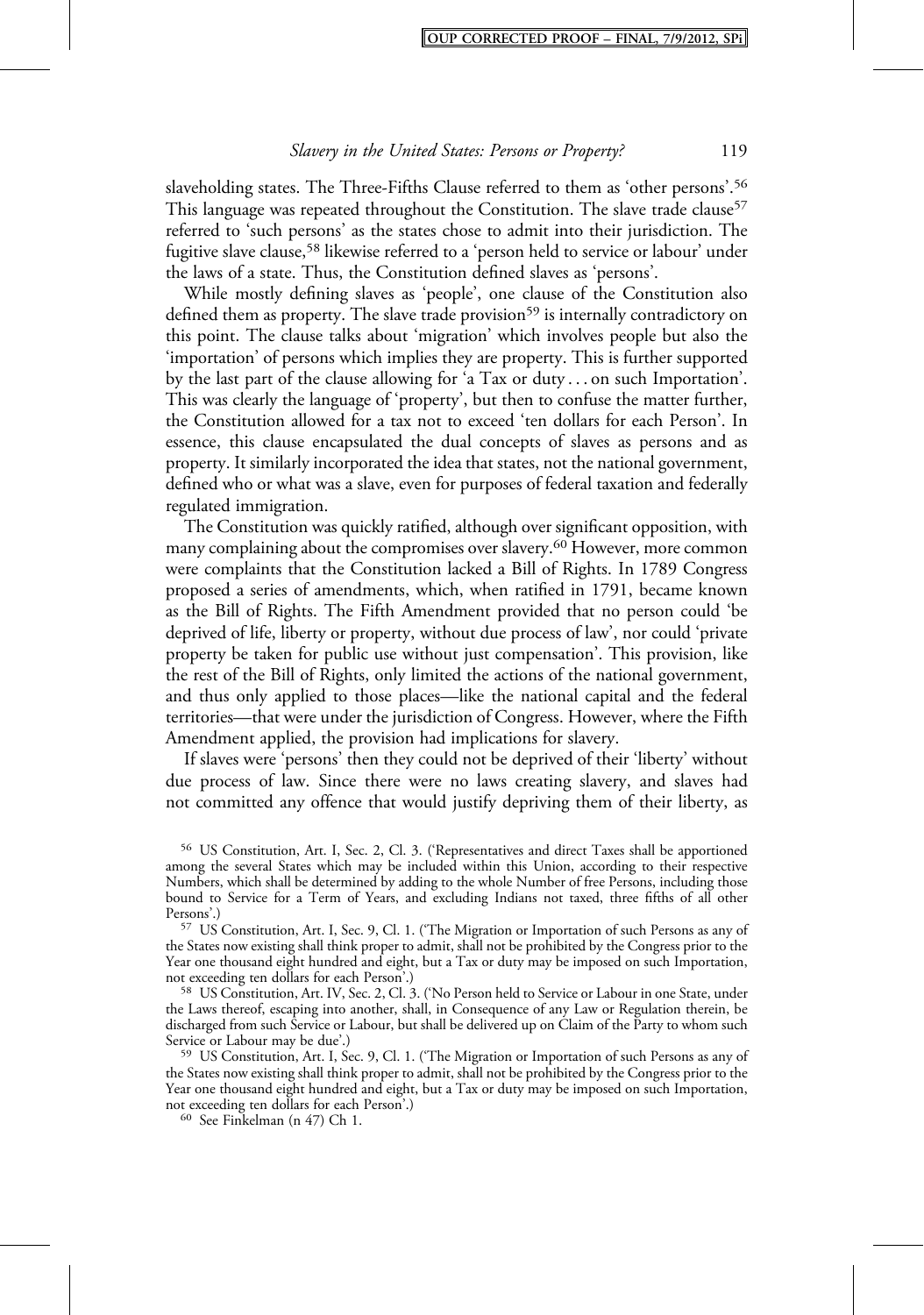slaveholding states. The Three-Fifths Clause referred to them as 'other persons'.[56] This language was repeated throughout the Constitution. The slave trade clause[57] referred to 'such persons' as the states chose to admit into their jurisdiction. The fugitive slave clause,[58] likewise referred to a 'person held to service or labour' under the laws of a state. Thus, the Constitution defined slaves as 'persons'.

While mostly defining slaves as 'people', one clause of the Constitution also defined them as property. The slave trade provision[59] is internally contradictory on this point. The clause talks about 'migration' which involves people but also the 'importation' of persons which implies they are property. This is further supported by the last part of the clause allowing for 'a Tax or duty . . . on such Importation'. This was clearly the language of 'property', but then to confuse the matter further, the Constitution allowed for a tax not to exceed 'ten dollars for each Person'. In essence, this clause encapsulated the dual concepts of slaves as persons and as property. It similarly incorporated the idea that states, not the national government, defined who or what was a slave, even for purposes of federal taxation and federally regulated immigration.

The Constitution was quickly ratified, although over significant opposition, with many complaining about the compromises over slavery.[60] However, more common were complaints that the Constitution lacked a Bill of Rights. In 1789 Congress proposed a series of amendments, which, when ratified in 1791, became known as the Bill of Rights. The Fifth Amendment provided that no person could 'be deprived of life, liberty or property, without due process of law', nor could 'private property be taken for public use without just compensation'. This provision, like the rest of the Bill of Rights, only limited the actions of the national government, and thus only applied to those places—like the national capital and the federal territories—that were under the jurisdiction of Congress. However, where the Fifth Amendment applied, the provision had implications for slavery.

If slaves were 'persons' then they could not be deprived of their 'liberty' without due process of law. Since there were no laws creating slavery, and slaves had not committed any offence that would justify depriving them of their liberty, as

---

[56] US Constitution, Art. I, Sec. 2, Cl. 3. ('Representatives and direct Taxes shall be apportioned among the several States which may be included within this Union, according to their respective Numbers, which shall be determined by adding to the whole Number of free Persons, including those bound to Service for a Term of Years, and excluding Indians not taxed, three fifths of all other Persons'.)

[57] US Constitution, Art. I, Sec. 9, Cl. 1. ('The Migration or Importation of such Persons as any of the States now existing shall think proper to admit, shall not be prohibited by the Congress prior to the Year one thousand eight hundred and eight, but a Tax or duty may be imposed on such Importation, not exceeding ten dollars for each Person'.)

[58] US Constitution, Art. IV, Sec. 2, Cl. 3. ('No Person held to Service or Labour in one State, under the Laws thereof, escaping into another, shall, in Consequence of any Law or Regulation therein, be discharged from such Service or Labour, but shall be delivered up on Claim of the Party to whom such Service or Labour may be due'.)

[59] US Constitution, Art. I, Sec. 9, Cl. 1. ('The Migration or Importation of such Persons as any of the States now existing shall think proper to admit, shall not be prohibited by the Congress prior to the Year one thousand eight hundred and eight, but a Tax or duty may be imposed on such Importation, not exceeding ten dollars for each Person'.)

[60] See Finkelman (n 47) Ch 1.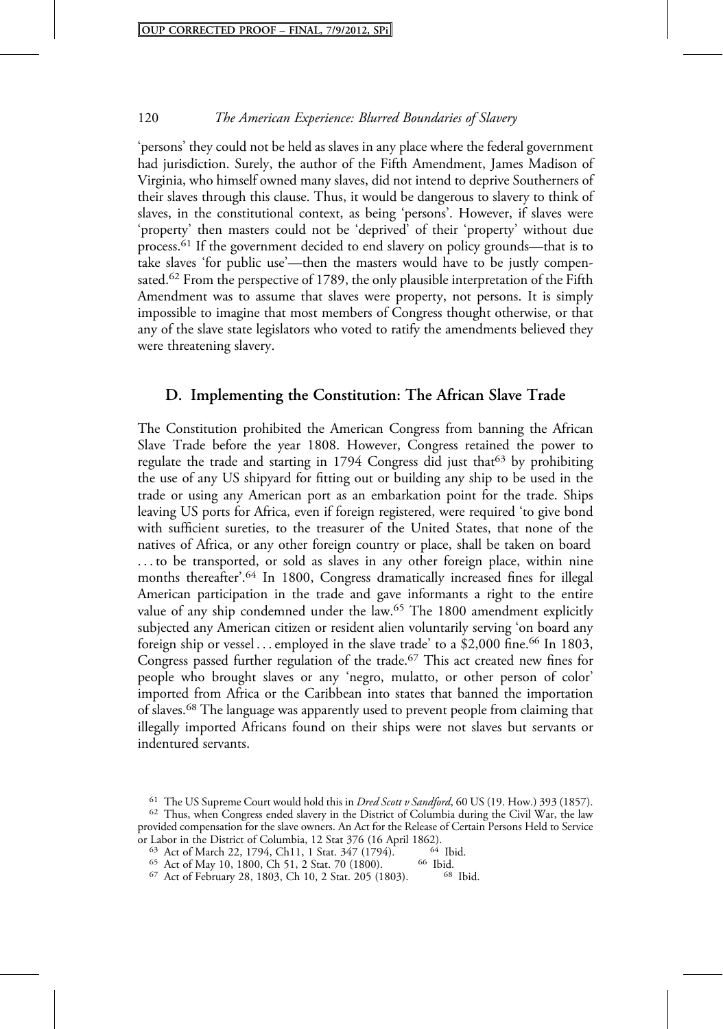'persons' they could not be held as slaves in any place where the federal government had jurisdiction. Surely, the author of the Fifth Amendment, James Madison of Virginia, who himself owned many slaves, did not intend to deprive Southerners of their slaves through this clause. Thus, it would be dangerous to slavery to think of slaves, in the constitutional context, as being 'persons'. However, if slaves were 'property' then masters could not be 'deprived' of their 'property' without due process.[61] If the government decided to end slavery on policy grounds—that is to take slaves 'for public use'—then the masters would have to be justly compensated.[62] From the perspective of 1789, the only plausible interpretation of the Fifth Amendment was to assume that slaves were property, not persons. It is simply impossible to imagine that most members of Congress thought otherwise, or that any of the slave state legislators who voted to ratify the amendments believed they were threatening slavery.

## D. Implementing the Constitution: The African Slave Trade

The Constitution prohibited the American Congress from banning the African Slave Trade before the year 1808. However, Congress retained the power to regulate the trade and starting in 1794 Congress did just that[63] by prohibiting the use of any US shipyard for fitting out or building any ship to be used in the trade or using any American port as an embarkation point for the trade. Ships leaving US ports for Africa, even if foreign registered, were required 'to give bond with sufficient sureties, to the treasurer of the United States, that none of the natives of Africa, or any other foreign country or place, shall be taken on board ...to be transported, or sold as slaves in any other foreign place, within nine months thereafter'.[64] In 1800, Congress dramatically increased fines for illegal American participation in the trade and gave informants a right to the entire value of any ship condemned under the law.[65] The 1800 amendment explicitly subjected any American citizen or resident alien voluntarily serving 'on board any foreign ship or vessel ... employed in the slave trade' to a $2,000 fine.[66] In 1803, Congress passed further regulation of the trade.[67] This act created new fines for people who brought slaves or any 'negro, mulatto, or other person of color' imported from Africa or the Caribbean into states that banned the importation of slaves.[68] The language was apparently used to prevent people from claiming that illegally imported Africans found on their ships were not slaves but servants or indentured servants.

---

[61] The US Supreme Court would hold this in *Dred Scott v Sandford*, 60 US (19. How.) 393 (1857).

[62] Thus, when Congress ended slavery in the District of Columbia during the Civil War, the law provided compensation for the slave owners. An Act for the Release of Certain Persons Held to Service or Labor in the District of Columbia, 12 Stat 376 (16 April 1862).

[63] Act of March 22, 1794, Ch11, 1 Stat. 347 (1794).

[64] Ibid.

[65] Act of May 10, 1800, Ch 51, 2 Stat. 70 (1800).

[66] Ibid.

[67] Act of February 28, 1803, Ch 10, 2 Stat. 205 (1803).

[68] Ibid.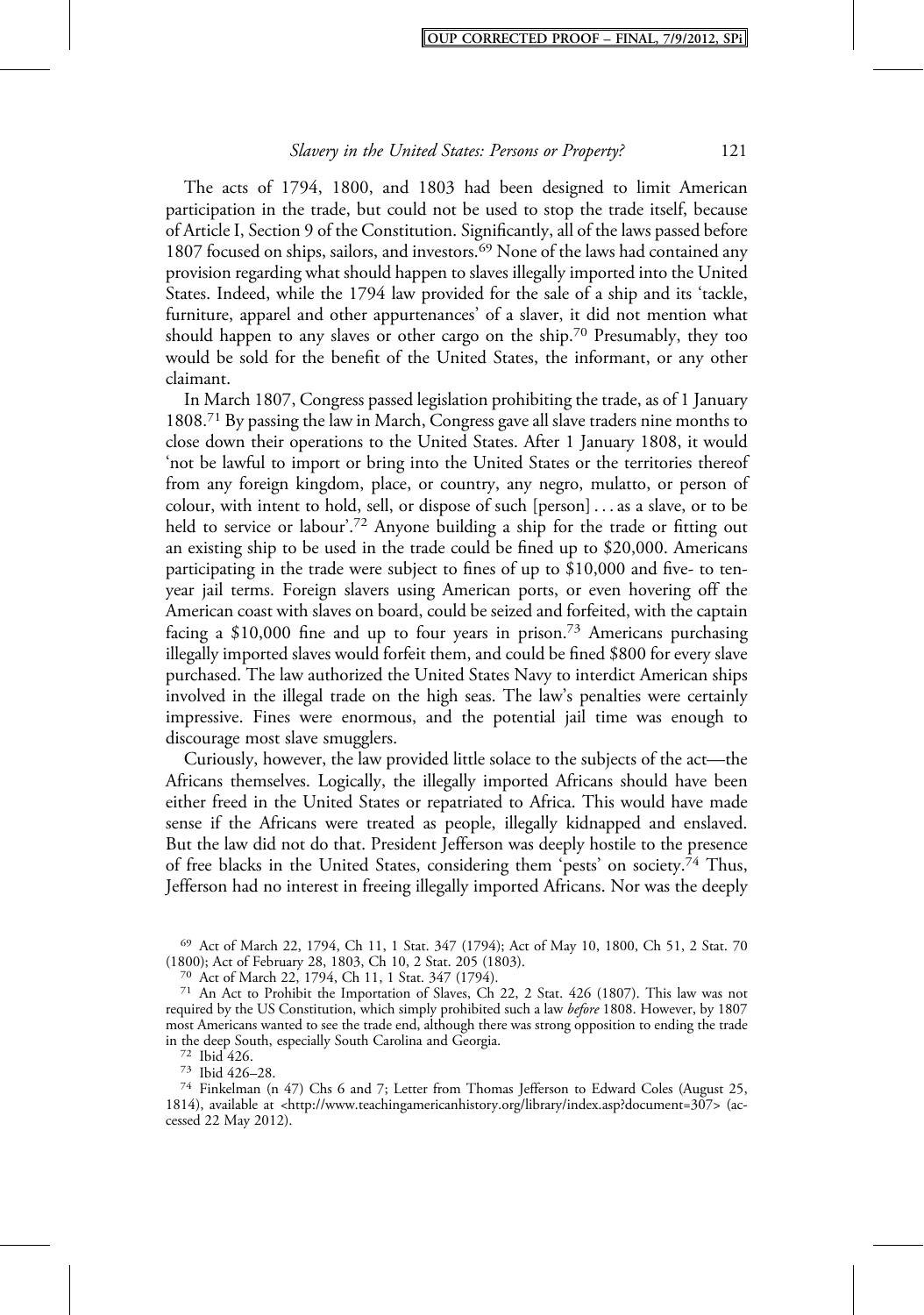The acts of 1794, 1800, and 1803 had been designed to limit American participation in the trade, but could not be used to stop the trade itself, because of Article I, Section 9 of the Constitution. Significantly, all of the laws passed before 1807 focused on ships, sailors, and investors.[69] None of the laws had contained any provision regarding what should happen to slaves illegally imported into the United States. Indeed, while the 1794 law provided for the sale of a ship and its 'tackle, furniture, apparel and other appurtenances' of a slaver, it did not mention what should happen to any slaves or other cargo on the ship.[70] Presumably, they too would be sold for the benefit of the United States, the informant, or any other claimant.

In March 1807, Congress passed legislation prohibiting the trade, as of 1 January 1808.[71] By passing the law in March, Congress gave all slave traders nine months to close down their operations to the United States. After 1 January 1808, it would 'not be lawful to import or bring into the United States or the territories thereof from any foreign kingdom, place, or country, any negro, mulatto, or person of colour, with intent to hold, sell, or dispose of such [person] . . . as a slave, or to be held to service or labour'.[72] Anyone building a ship for the trade or fitting out an existing ship to be used in the trade could be fined up to $20,000. Americans participating in the trade were subject to fines of up to $10,000 and five- to ten-year jail terms. Foreign slavers using American ports, or even hovering off the American coast with slaves on board, could be seized and forfeited, with the captain facing a $10,000 fine and up to four years in prison.[73] Americans purchasing illegally imported slaves would forfeit them, and could be fined $800 for every slave purchased. The law authorized the United States Navy to interdict American ships involved in the illegal trade on the high seas. The law's penalties were certainly impressive. Fines were enormous, and the potential jail time was enough to discourage most slave smugglers.

Curiously, however, the law provided little solace to the subjects of the act—the Africans themselves. Logically, the illegally imported Africans should have been either freed in the United States or repatriated to Africa. This would have made sense if the Africans were treated as people, illegally kidnapped and enslaved. But the law did not do that. President Jefferson was deeply hostile to the presence of free blacks in the United States, considering them 'pests' on society.[74] Thus, Jefferson had no interest in freeing illegally imported Africans. Nor was the deeply

---

[69] Act of March 22, 1794, Ch 11, 1 Stat. 347 (1794); Act of May 10, 1800, Ch 51, 2 Stat. 70 (1800); Act of February 28, 1803, Ch 10, 2 Stat. 205 (1803).

[70] Act of March 22, 1794, Ch 11, 1 Stat. 347 (1794).

[71] An Act to Prohibit the Importation of Slaves, Ch 22, 2 Stat. 426 (1807). This law was not required by the US Constitution, which simply prohibited such a law *before* 1808. However, by 1807 most Americans wanted to see the trade end, although there was strong opposition to ending the trade in the deep South, especially South Carolina and Georgia.

[72] Ibid 426.

[73] Ibid 426–28.

[74] Finkelman (n 47) Chs 6 and 7; Letter from Thomas Jefferson to Edward Coles (August 25, 1814), available at <http://www.teachingamericanhistory.org/library/index.asp?document=307> (accessed 22 May 2012).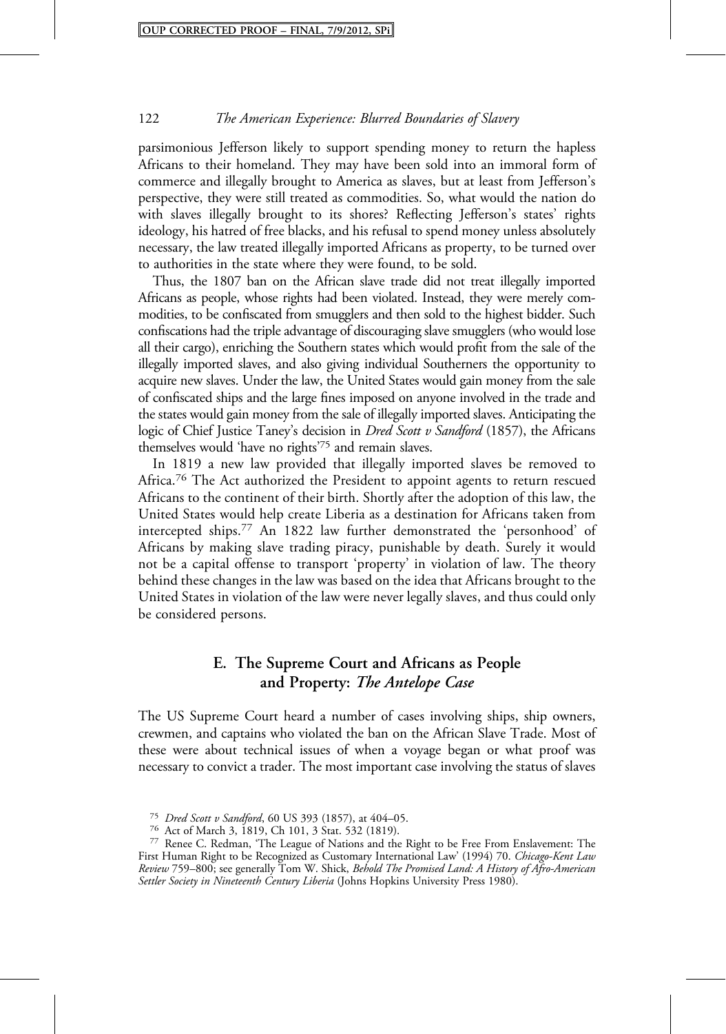parsimonious Jefferson likely to support spending money to return the hapless Africans to their homeland. They may have been sold into an immoral form of commerce and illegally brought to America as slaves, but at least from Jefferson's perspective, they were still treated as commodities. So, what would the nation do with slaves illegally brought to its shores? Reflecting Jefferson's states' rights ideology, his hatred of free blacks, and his refusal to spend money unless absolutely necessary, the law treated illegally imported Africans as property, to be turned over to authorities in the state where they were found, to be sold.

Thus, the 1807 ban on the African slave trade did not treat illegally imported Africans as people, whose rights had been violated. Instead, they were merely commodities, to be confiscated from smugglers and then sold to the highest bidder. Such confiscations had the triple advantage of discouraging slave smugglers (who would lose all their cargo), enriching the Southern states which would profit from the sale of the illegally imported slaves, and also giving individual Southerners the opportunity to acquire new slaves. Under the law, the United States would gain money from the sale of confiscated ships and the large fines imposed on anyone involved in the trade and the states would gain money from the sale of illegally imported slaves. Anticipating the logic of Chief Justice Taney's decision in *Dred Scott v Sandford* (1857), the Africans themselves would 'have no rights'[75] and remain slaves.

In 1819 a new law provided that illegally imported slaves be removed to Africa.[76] The Act authorized the President to appoint agents to return rescued Africans to the continent of their birth. Shortly after the adoption of this law, the United States would help create Liberia as a destination for Africans taken from intercepted ships.[77] An 1822 law further demonstrated the 'personhood' of Africans by making slave trading piracy, punishable by death. Surely it would not be a capital offense to transport 'property' in violation of law. The theory behind these changes in the law was based on the idea that Africans brought to the United States in violation of the law were never legally slaves, and thus could only be considered persons.

## E. The Supreme Court and Africans as People and Property: *The Antelope Case*

The US Supreme Court heard a number of cases involving ships, ship owners, crewmen, and captains who violated the ban on the African Slave Trade. Most of these were about technical issues of when a voyage began or what proof was necessary to convict a trader. The most important case involving the status of slaves

[75] *Dred Scott v Sandford*, 60 US 393 (1857), at 404–05.

[76] Act of March 3, 1819, Ch 101, 3 Stat. 532 (1819).

[77] Renee C. Redman, 'The League of Nations and the Right to be Free From Enslavement: The First Human Right to be Recognized as Customary International Law' (1994) 70. *Chicago-Kent Law Review* 759–800; see generally Tom W. Shick, *Behold The Promised Land: A History of Afro-American Settler Society in Nineteenth Century Liberia* (Johns Hopkins University Press 1980).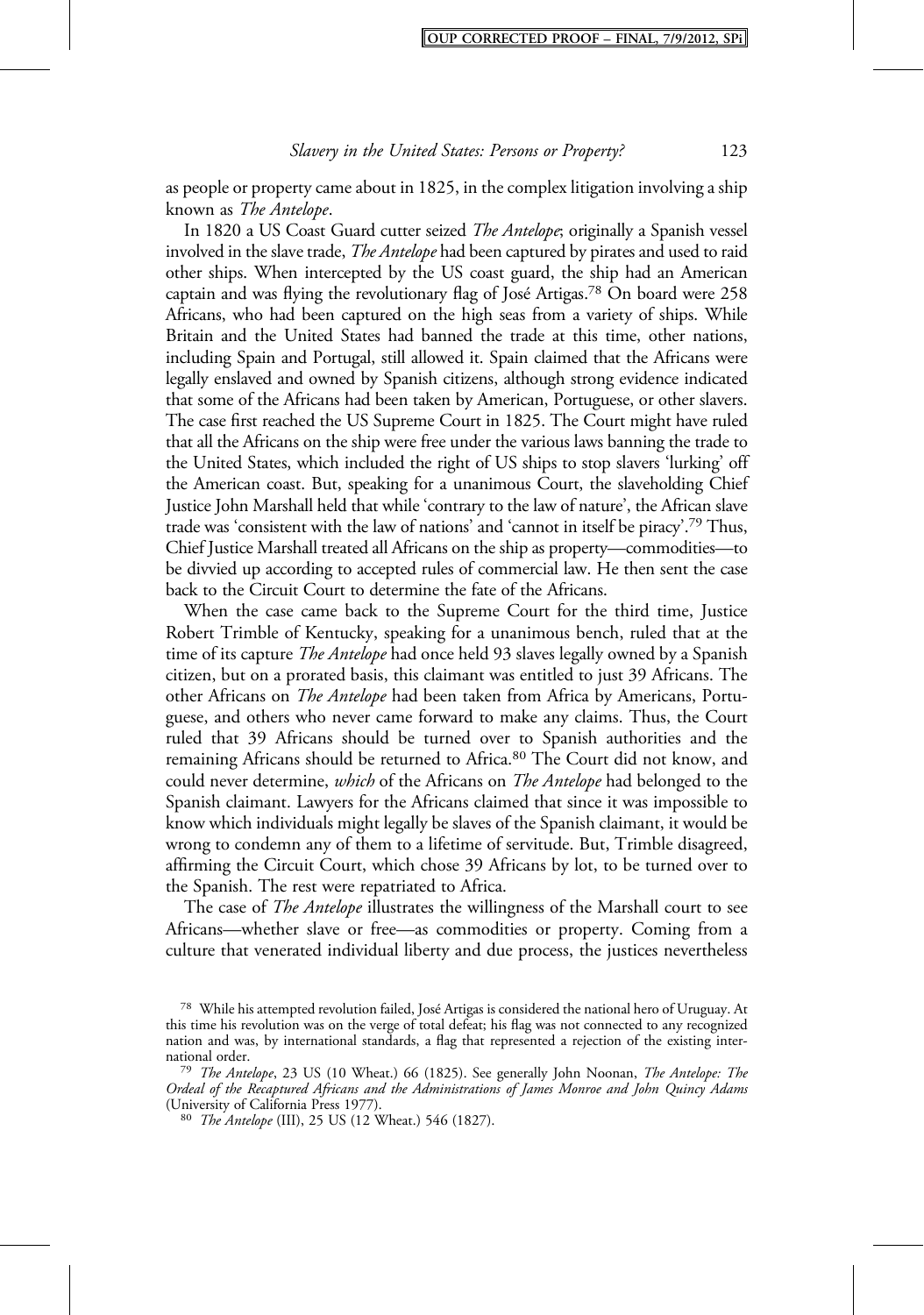as people or property came about in 1825, in the complex litigation involving a ship known as *The Antelope*.

In 1820 a US Coast Guard cutter seized *The Antelope*; originally a Spanish vessel involved in the slave trade, *The Antelope* had been captured by pirates and used to raid other ships. When intercepted by the US coast guard, the ship had an American captain and was flying the revolutionary flag of José Artigas.[78] On board were 258 Africans, who had been captured on the high seas from a variety of ships. While Britain and the United States had banned the trade at this time, other nations, including Spain and Portugal, still allowed it. Spain claimed that the Africans were legally enslaved and owned by Spanish citizens, although strong evidence indicated that some of the Africans had been taken by American, Portuguese, or other slavers. The case first reached the US Supreme Court in 1825. The Court might have ruled that all the Africans on the ship were free under the various laws banning the trade to the United States, which included the right of US ships to stop slavers 'lurking' off the American coast. But, speaking for a unanimous Court, the slaveholding Chief Justice John Marshall held that while 'contrary to the law of nature', the African slave trade was 'consistent with the law of nations' and 'cannot in itself be piracy'.[79] Thus, Chief Justice Marshall treated all Africans on the ship as property—commodities—to be divvied up according to accepted rules of commercial law. He then sent the case back to the Circuit Court to determine the fate of the Africans.

When the case came back to the Supreme Court for the third time, Justice Robert Trimble of Kentucky, speaking for a unanimous bench, ruled that at the time of its capture *The Antelope* had once held 93 slaves legally owned by a Spanish citizen, but on a prorated basis, this claimant was entitled to just 39 Africans. The other Africans on *The Antelope* had been taken from Africa by Americans, Portuguese, and others who never came forward to make any claims. Thus, the Court ruled that 39 Africans should be turned over to Spanish authorities and the remaining Africans should be returned to Africa.[80] The Court did not know, and could never determine, *which* of the Africans on *The Antelope* had belonged to the Spanish claimant. Lawyers for the Africans claimed that since it was impossible to know which individuals might legally be slaves of the Spanish claimant, it would be wrong to condemn any of them to a lifetime of servitude. But, Trimble disagreed, affirming the Circuit Court, which chose 39 Africans by lot, to be turned over to the Spanish. The rest were repatriated to Africa.

The case of *The Antelope* illustrates the willingness of the Marshall court to see Africans—whether slave or free—as commodities or property. Coming from a culture that venerated individual liberty and due process, the justices nevertheless

[78] While his attempted revolution failed, José Artigas is considered the national hero of Uruguay. At this time his revolution was on the verge of total defeat; his flag was not connected to any recognized nation and was, by international standards, a flag that represented a rejection of the existing international order.

[79] *The Antelope*, 23 US (10 Wheat.) 66 (1825). See generally John Noonan, *The Antelope: The Ordeal of the Recaptured Africans and the Administrations of James Monroe and John Quincy Adams* (University of California Press 1977).

[80] *The Antelope* (III), 25 US (12 Wheat.) 546 (1827).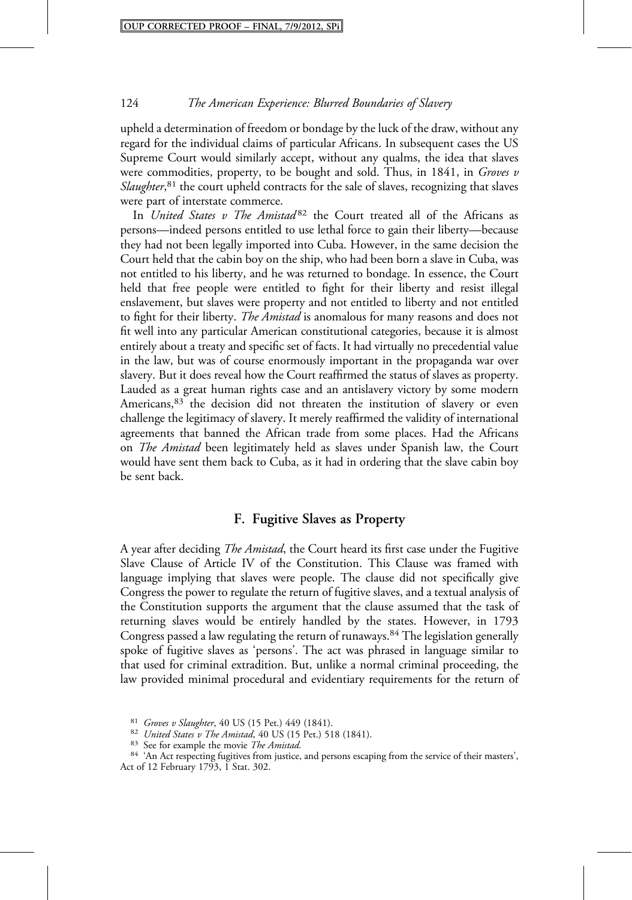upheld a determination of freedom or bondage by the luck of the draw, without any regard for the individual claims of particular Africans. In subsequent cases the US Supreme Court would similarly accept, without any qualms, the idea that slaves were commodities, property, to be bought and sold. Thus, in 1841, in *Groves v Slaughter*,[81] the court upheld contracts for the sale of slaves, recognizing that slaves were part of interstate commerce.

In *United States v The Amistad*[82] the Court treated all of the Africans as persons—indeed persons entitled to use lethal force to gain their liberty—because they had not been legally imported into Cuba. However, in the same decision the Court held that the cabin boy on the ship, who had been born a slave in Cuba, was not entitled to his liberty, and he was returned to bondage. In essence, the Court held that free people were entitled to fight for their liberty and resist illegal enslavement, but slaves were property and not entitled to liberty and not entitled to fight for their liberty. *The Amistad* is anomalous for many reasons and does not fit well into any particular American constitutional categories, because it is almost entirely about a treaty and specific set of facts. It had virtually no precedential value in the law, but was of course enormously important in the propaganda war over slavery. But it does reveal how the Court reaffirmed the status of slaves as property. Lauded as a great human rights case and an antislavery victory by some modern Americans,[83] the decision did not threaten the institution of slavery or even challenge the legitimacy of slavery. It merely reaffirmed the validity of international agreements that banned the African trade from some places. Had the Africans on *The Amistad* been legitimately held as slaves under Spanish law, the Court would have sent them back to Cuba, as it had in ordering that the slave cabin boy be sent back.

## F. Fugitive Slaves as Property

A year after deciding *The Amistad*, the Court heard its first case under the Fugitive Slave Clause of Article IV of the Constitution. This Clause was framed with language implying that slaves were people. The clause did not specifically give Congress the power to regulate the return of fugitive slaves, and a textual analysis of the Constitution supports the argument that the clause assumed that the task of returning slaves would be entirely handled by the states. However, in 1793 Congress passed a law regulating the return of runaways.[84] The legislation generally spoke of fugitive slaves as 'persons'. The act was phrased in language similar to that used for criminal extradition. But, unlike a normal criminal proceeding, the law provided minimal procedural and evidentiary requirements for the return of

[81] *Groves v Slaughter*, 40 US (15 Pet.) 449 (1841).

[82] *United States v The Amistad*, 40 US (15 Pet.) 518 (1841).

[83] See for example the movie *The Amistad*.

[84] 'An Act respecting fugitives from justice, and persons escaping from the service of their masters', Act of 12 February 1793, 1 Stat. 302.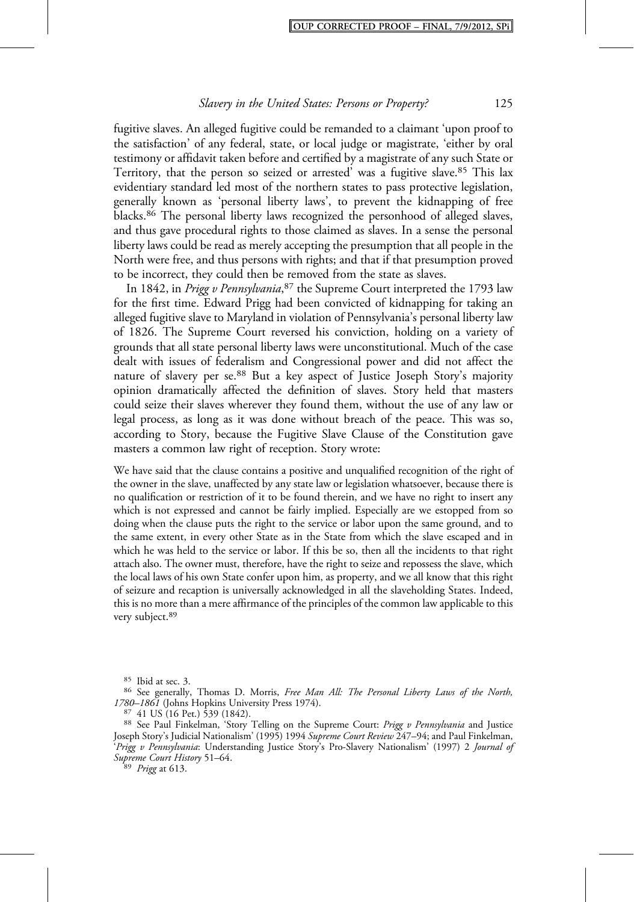fugitive slaves. An alleged fugitive could be remanded to a claimant 'upon proof to the satisfaction' of any federal, state, or local judge or magistrate, 'either by oral testimony or affidavit taken before and certified by a magistrate of any such State or Territory, that the person so seized or arrested' was a fugitive slave.[85] This lax evidentiary standard led most of the northern states to pass protective legislation, generally known as 'personal liberty laws', to prevent the kidnapping of free blacks.[86] The personal liberty laws recognized the personhood of alleged slaves, and thus gave procedural rights to those claimed as slaves. In a sense the personal liberty laws could be read as merely accepting the presumption that all people in the North were free, and thus persons with rights; and that if that presumption proved to be incorrect, they could then be removed from the state as slaves.

In 1842, in *Prigg v Pennsylvania*,[87] the Supreme Court interpreted the 1793 law for the first time. Edward Prigg had been convicted of kidnapping for taking an alleged fugitive slave to Maryland in violation of Pennsylvania's personal liberty law of 1826. The Supreme Court reversed his conviction, holding on a variety of grounds that all state personal liberty laws were unconstitutional. Much of the case dealt with issues of federalism and Congressional power and did not affect the nature of slavery per se.[88] But a key aspect of Justice Joseph Story's majority opinion dramatically affected the definition of slaves. Story held that masters could seize their slaves wherever they found them, without the use of any law or legal process, as long as it was done without breach of the peace. This was so, according to Story, because the Fugitive Slave Clause of the Constitution gave masters a common law right of reception. Story wrote:

> We have said that the clause contains a positive and unqualified recognition of the right of the owner in the slave, unaffected by any state law or legislation whatsoever, because there is no qualification or restriction of it to be found therein, and we have no right to insert any which is not expressed and cannot be fairly implied. Especially are we estopped from so doing when the clause puts the right to the service or labor upon the same ground, and to the same extent, in every other State as in the State from which the slave escaped and in which he was held to the service or labor. If this be so, then all the incidents to that right attach also. The owner must, therefore, have the right to seize and repossess the slave, which the local laws of his own State confer upon him, as property, and we all know that this right of seizure and recaption is universally acknowledged in all the slaveholding States. Indeed, this is no more than a mere affirmance of the principles of the common law applicable to this very subject.[89]

---

[85] Ibid at sec. 3.

[86] See generally, Thomas D. Morris, *Free Man All: The Personal Liberty Laws of the North, 1780–1861* (Johns Hopkins University Press 1974).

[87] 41 US (16 Pet.) 539 (1842).

[88] See Paul Finkelman, 'Story Telling on the Supreme Court: *Prigg v Pennsylvania* and Justice Joseph Story's Judicial Nationalism' (1995) 1994 *Supreme Court Review* 247–94; and Paul Finkelman, '*Prigg v Pennsylvania*: Understanding Justice Story's Pro-Slavery Nationalism' (1997) 2 *Journal of Supreme Court History* 51–64.

[89] *Prigg* at 613.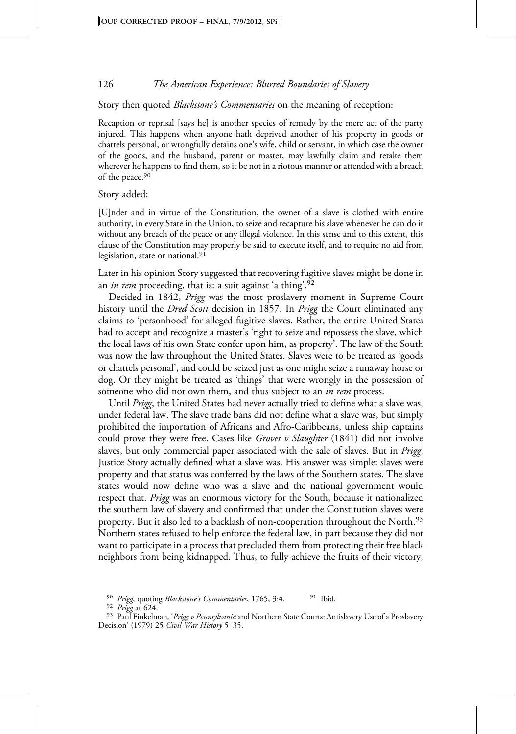Story then quoted *Blackstone's Commentaries* on the meaning of reception:

> Recaption or reprisal [says he] is another species of remedy by the mere act of the party injured. This happens when anyone hath deprived another of his property in goods or chattels personal, or wrongfully detains one's wife, child or servant, in which case the owner of the goods, and the husband, parent or master, may lawfully claim and retake them wherever he happens to find them, so it be not in a riotous manner or attended with a breach of the peace.[90]

Story added:

> [U]nder and in virtue of the Constitution, the owner of a slave is clothed with entire authority, in every State in the Union, to seize and recapture his slave whenever he can do it without any breach of the peace or any illegal violence. In this sense and to this extent, this clause of the Constitution may properly be said to execute itself, and to require no aid from legislation, state or national.[91]

Later in his opinion Story suggested that recovering fugitive slaves might be done in an *in rem* proceeding, that is: a suit against 'a thing'.[92]

Decided in 1842, *Prigg* was the most proslavery moment in Supreme Court history until the *Dred Scott* decision in 1857. In *Prigg* the Court eliminated any claims to 'personhood' for alleged fugitive slaves. Rather, the entire United States had to accept and recognize a master's 'right to seize and repossess the slave, which the local laws of his own State confer upon him, as property'. The law of the South was now the law throughout the United States. Slaves were to be treated as 'goods or chattels personal', and could be seized just as one might seize a runaway horse or dog. Or they might be treated as 'things' that were wrongly in the possession of someone who did not own them, and thus subject to an *in rem* process.

Until *Prigg*, the United States had never actually tried to define what a slave was, under federal law. The slave trade bans did not define what a slave was, but simply prohibited the importation of Africans and Afro-Caribbeans, unless ship captains could prove they were free. Cases like *Groves v Slaughter* (1841) did not involve slaves, but only commercial paper associated with the sale of slaves. But in *Prigg*, Justice Story actually defined what a slave was. His answer was simple: slaves were property and that status was conferred by the laws of the Southern states. The slave states would now define who was a slave and the national government would respect that. *Prigg* was an enormous victory for the South, because it nationalized the southern law of slavery and confirmed that under the Constitution slaves were property. But it also led to a backlash of non-cooperation throughout the North.[93] Northern states refused to help enforce the federal law, in part because they did not want to participate in a process that precluded them from protecting their free black neighbors from being kidnapped. Thus, to fully achieve the fruits of their victory,

[90] *Prigg*, quoting *Blackstone's Commentaries*, 1765, 3:4.

[91] Ibid.

[92] *Prigg* at 624.

[93] Paul Finkelman, '*Prigg v Pennsylvania* and Northern State Courts: Antislavery Use of a Proslavery Decision' (1979) 25 *Civil War History* 5–35.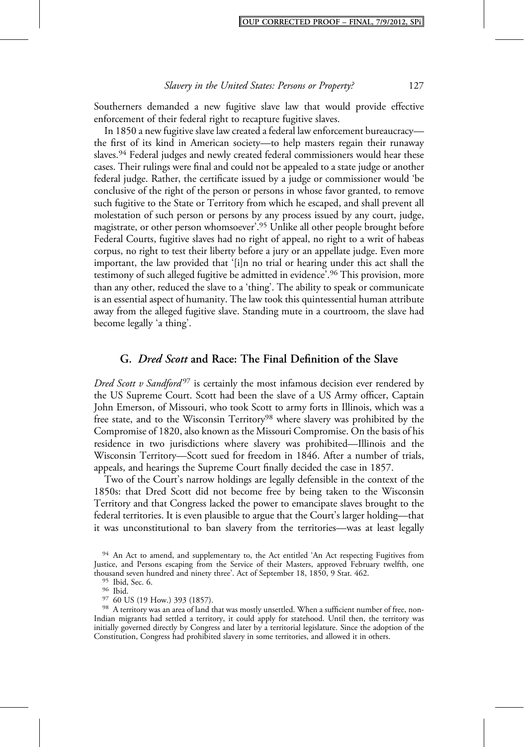Southerners demanded a new fugitive slave law that would provide effective enforcement of their federal right to recapture fugitive slaves.

In 1850 a new fugitive slave law created a federal law enforcement bureaucracy—the first of its kind in American society—to help masters regain their runaway slaves.[94] Federal judges and newly created federal commissioners would hear these cases. Their rulings were final and could not be appealed to a state judge or another federal judge. Rather, the certificate issued by a judge or commissioner would 'be conclusive of the right of the person or persons in whose favor granted, to remove such fugitive to the State or Territory from which he escaped, and shall prevent all molestation of such person or persons by any process issued by any court, judge, magistrate, or other person whomsoever'.[95] Unlike all other people brought before Federal Courts, fugitive slaves had no right of appeal, no right to a writ of habeas corpus, no right to test their liberty before a jury or an appellate judge. Even more important, the law provided that '[i]n no trial or hearing under this act shall the testimony of such alleged fugitive be admitted in evidence'.[96] This provision, more than any other, reduced the slave to a 'thing'. The ability to speak or communicate is an essential aspect of humanity. The law took this quintessential human attribute away from the alleged fugitive slave. Standing mute in a courtroom, the slave had become legally 'a thing'.

## G. *Dred Scott* and Race: The Final Definition of the Slave

*Dred Scott v Sandford*[97] is certainly the most infamous decision ever rendered by the US Supreme Court. Scott had been the slave of a US Army officer, Captain John Emerson, of Missouri, who took Scott to army forts in Illinois, which was a free state, and to the Wisconsin Territory[98] where slavery was prohibited by the Compromise of 1820, also known as the Missouri Compromise. On the basis of his residence in two jurisdictions where slavery was prohibited—Illinois and the Wisconsin Territory—Scott sued for freedom in 1846. After a number of trials, appeals, and hearings the Supreme Court finally decided the case in 1857.

Two of the Court's narrow holdings are legally defensible in the context of the 1850s: that Dred Scott did not become free by being taken to the Wisconsin Territory and that Congress lacked the power to emancipate slaves brought to the federal territories. It is even plausible to argue that the Court's larger holding—that it was unconstitutional to ban slavery from the territories—was at least legally

---

[94] An Act to amend, and supplementary to, the Act entitled 'An Act respecting Fugitives from Justice, and Persons escaping from the Service of their Masters, approved February twelfth, one thousand seven hundred and ninety three'. Act of September 18, 1850, 9 Stat. 462.

[95] Ibid, Sec. 6.

[96] Ibid.

[97] 60 US (19 How.) 393 (1857).

[98] A territory was an area of land that was mostly unsettled. When a sufficient number of free, non-Indian migrants had settled a territory, it could apply for statehood. Until then, the territory was initially governed directly by Congress and later by a territorial legislature. Since the adoption of the Constitution, Congress had prohibited slavery in some territories, and allowed it in others.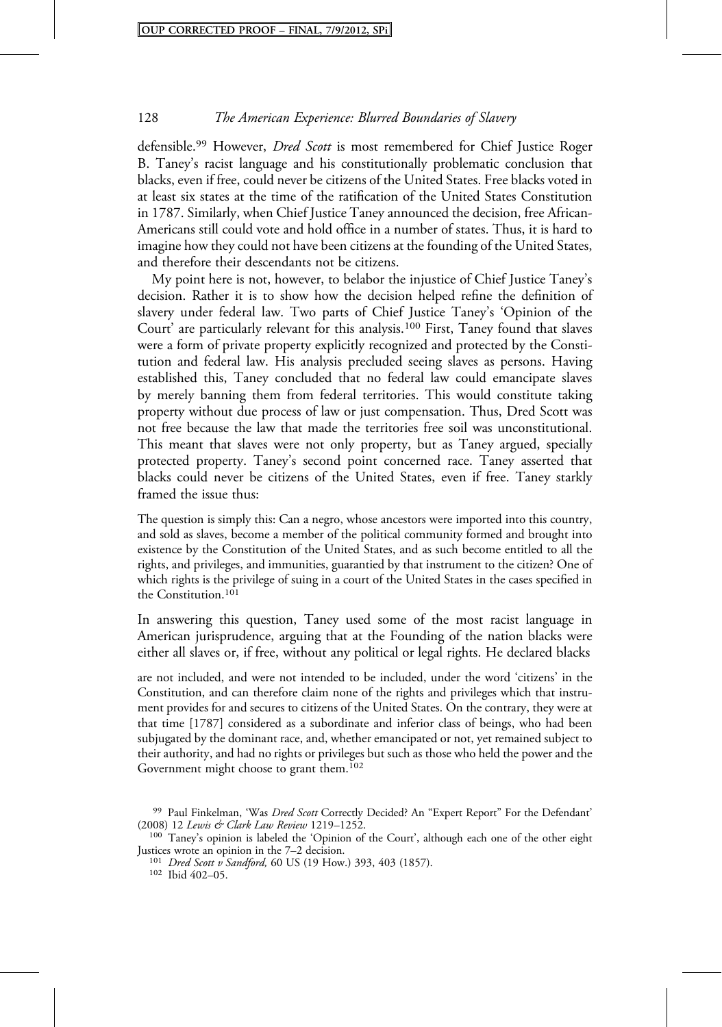defensible.[99] However, *Dred Scott* is most remembered for Chief Justice Roger B. Taney's racist language and his constitutionally problematic conclusion that blacks, even if free, could never be citizens of the United States. Free blacks voted in at least six states at the time of the ratification of the United States Constitution in 1787. Similarly, when Chief Justice Taney announced the decision, free African-Americans still could vote and hold office in a number of states. Thus, it is hard to imagine how they could not have been citizens at the founding of the United States, and therefore their descendants not be citizens.

My point here is not, however, to belabor the injustice of Chief Justice Taney's decision. Rather it is to show how the decision helped refine the definition of slavery under federal law. Two parts of Chief Justice Taney's 'Opinion of the Court' are particularly relevant for this analysis.[100] First, Taney found that slaves were a form of private property explicitly recognized and protected by the Constitution and federal law. His analysis precluded seeing slaves as persons. Having established this, Taney concluded that no federal law could emancipate slaves by merely banning them from federal territories. This would constitute taking property without due process of law or just compensation. Thus, Dred Scott was not free because the law that made the territories free soil was unconstitutional. This meant that slaves were not only property, but as Taney argued, specially protected property. Taney's second point concerned race. Taney asserted that blacks could never be citizens of the United States, even if free. Taney starkly framed the issue thus:

> The question is simply this: Can a negro, whose ancestors were imported into this country, and sold as slaves, become a member of the political community formed and brought into existence by the Constitution of the United States, and as such become entitled to all the rights, and privileges, and immunities, guarantied by that instrument to the citizen? One of which rights is the privilege of suing in a court of the United States in the cases specified in the Constitution.[101]

In answering this question, Taney used some of the most racist language in American jurisprudence, arguing that at the Founding of the nation blacks were either all slaves or, if free, without any political or legal rights. He declared blacks

> are not included, and were not intended to be included, under the word 'citizens' in the Constitution, and can therefore claim none of the rights and privileges which that instrument provides for and secures to citizens of the United States. On the contrary, they were at that time [1787] considered as a subordinate and inferior class of beings, who had been subjugated by the dominant race, and, whether emancipated or not, yet remained subject to their authority, and had no rights or privileges but such as those who held the power and the Government might choose to grant them.[102]

[99] Paul Finkelman, 'Was *Dred Scott* Correctly Decided? An "Expert Report" For the Defendant' (2008) 12 *Lewis & Clark Law Review* 1219–1252.

[100] Taney's opinion is labeled the 'Opinion of the Court', although each one of the other eight Justices wrote an opinion in the 7–2 decision.

[101] *Dred Scott v Sandford,* 60 US (19 How.) 393, 403 (1857).

[102] Ibid 402–05.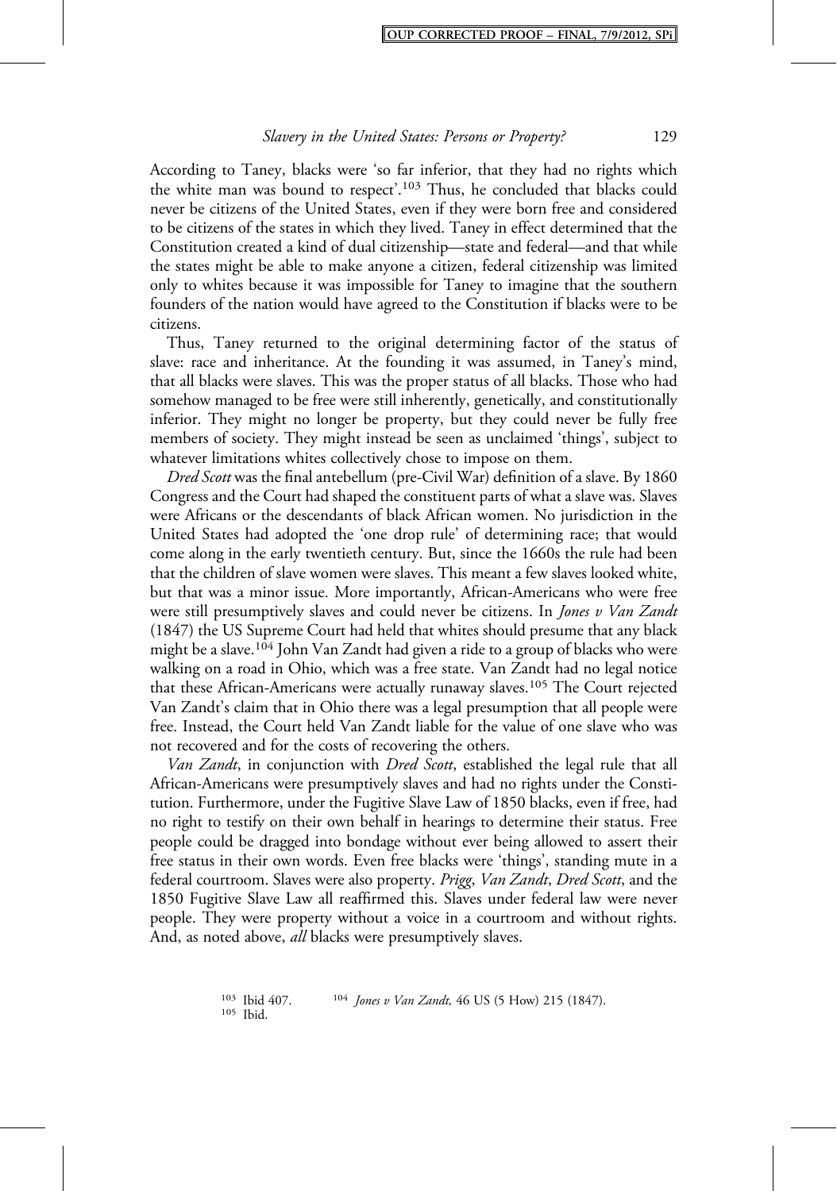According to Taney, blacks were 'so far inferior, that they had no rights which the white man was bound to respect'.[103] Thus, he concluded that blacks could never be citizens of the United States, even if they were born free and considered to be citizens of the states in which they lived. Taney in effect determined that the Constitution created a kind of dual citizenship—state and federal—and that while the states might be able to make anyone a citizen, federal citizenship was limited only to whites because it was impossible for Taney to imagine that the southern founders of the nation would have agreed to the Constitution if blacks were to be citizens.

Thus, Taney returned to the original determining factor of the status of slave: race and inheritance. At the founding it was assumed, in Taney's mind, that all blacks were slaves. This was the proper status of all blacks. Those who had somehow managed to be free were still inherently, genetically, and constitutionally inferior. They might no longer be property, but they could never be fully free members of society. They might instead be seen as unclaimed 'things', subject to whatever limitations whites collectively chose to impose on them.

*Dred Scott* was the final antebellum (pre-Civil War) definition of a slave. By 1860 Congress and the Court had shaped the constituent parts of what a slave was. Slaves were Africans or the descendants of black African women. No jurisdiction in the United States had adopted the 'one drop rule' of determining race; that would come along in the early twentieth century. But, since the 1660s the rule had been that the children of slave women were slaves. This meant a few slaves looked white, but that was a minor issue. More importantly, African-Americans who were free were still presumptively slaves and could never be citizens. In *Jones v Van Zandt* (1847) the US Supreme Court had held that whites should presume that any black might be a slave.[104] John Van Zandt had given a ride to a group of blacks who were walking on a road in Ohio, which was a free state. Van Zandt had no legal notice that these African-Americans were actually runaway slaves.[105] The Court rejected Van Zandt's claim that in Ohio there was a legal presumption that all people were free. Instead, the Court held Van Zandt liable for the value of one slave who was not recovered and for the costs of recovering the others.

*Van Zandt*, in conjunction with *Dred Scott*, established the legal rule that all African-Americans were presumptively slaves and had no rights under the Constitution. Furthermore, under the Fugitive Slave Law of 1850 blacks, even if free, had no right to testify on their own behalf in hearings to determine their status. Free people could be dragged into bondage without ever being allowed to assert their free status in their own words. Even free blacks were 'things', standing mute in a federal courtroom. Slaves were also property. *Prigg*, *Van Zandt*, *Dred Scott*, and the 1850 Fugitive Slave Law all reaffirmed this. Slaves under federal law were never people. They were property without a voice in a courtroom and without rights. And, as noted above, *all* blacks were presumptively slaves.

[103] Ibid 407.

[104] *Jones v Van Zandt,* 46 US (5 How) 215 (1847).

[105] Ibid.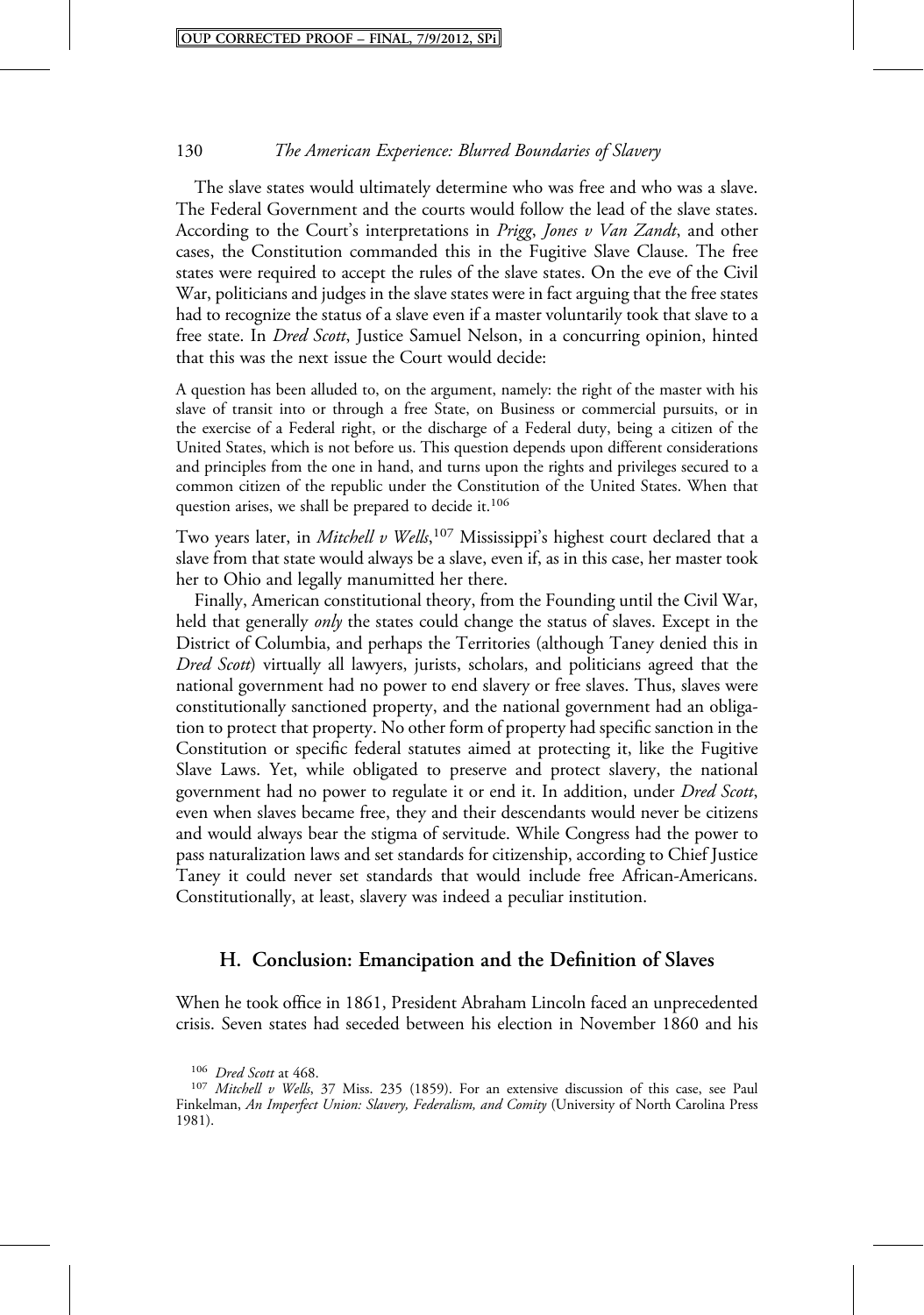The slave states would ultimately determine who was free and who was a slave. The Federal Government and the courts would follow the lead of the slave states. According to the Court's interpretations in *Prigg*, *Jones v Van Zandt*, and other cases, the Constitution commanded this in the Fugitive Slave Clause. The free states were required to accept the rules of the slave states. On the eve of the Civil War, politicians and judges in the slave states were in fact arguing that the free states had to recognize the status of a slave even if a master voluntarily took that slave to a free state. In *Dred Scott*, Justice Samuel Nelson, in a concurring opinion, hinted that this was the next issue the Court would decide:

> A question has been alluded to, on the argument, namely: the right of the master with his slave of transit into or through a free State, on Business or commercial pursuits, or in the exercise of a Federal right, or the discharge of a Federal duty, being a citizen of the United States, which is not before us. This question depends upon different considerations and principles from the one in hand, and turns upon the rights and privileges secured to a common citizen of the republic under the Constitution of the United States. When that question arises, we shall be prepared to decide it.[106]

Two years later, in *Mitchell v Wells*,[107] Mississippi's highest court declared that a slave from that state would always be a slave, even if, as in this case, her master took her to Ohio and legally manumitted her there.

Finally, American constitutional theory, from the Founding until the Civil War, held that generally *only* the states could change the status of slaves. Except in the District of Columbia, and perhaps the Territories (although Taney denied this in *Dred Scott*) virtually all lawyers, jurists, scholars, and politicians agreed that the national government had no power to end slavery or free slaves. Thus, slaves were constitutionally sanctioned property, and the national government had an obligation to protect that property. No other form of property had specific sanction in the Constitution or specific federal statutes aimed at protecting it, like the Fugitive Slave Laws. Yet, while obligated to preserve and protect slavery, the national government had no power to regulate it or end it. In addition, under *Dred Scott*, even when slaves became free, they and their descendants would never be citizens and would always bear the stigma of servitude. While Congress had the power to pass naturalization laws and set standards for citizenship, according to Chief Justice Taney it could never set standards that would include free African-Americans. Constitutionally, at least, slavery was indeed a peculiar institution.

## H. Conclusion: Emancipation and the Definition of Slaves

When he took office in 1861, President Abraham Lincoln faced an unprecedented crisis. Seven states had seceded between his election in November 1860 and his

[106] *Dred Scott* at 468.

[107] *Mitchell v Wells*, 37 Miss. 235 (1859). For an extensive discussion of this case, see Paul Finkelman, *An Imperfect Union: Slavery, Federalism, and Comity* (University of North Carolina Press 1981).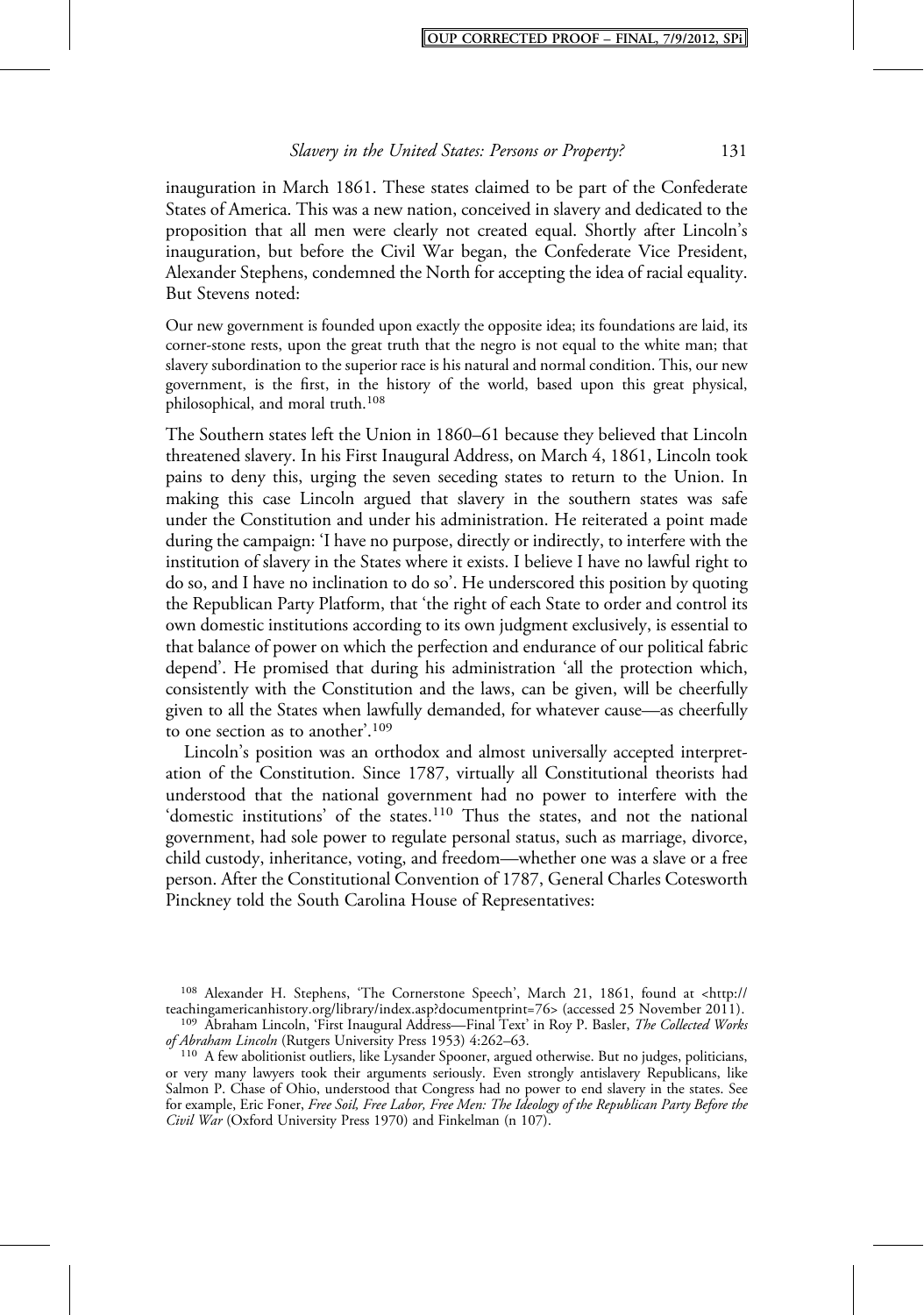inauguration in March 1861. These states claimed to be part of the Confederate States of America. This was a new nation, conceived in slavery and dedicated to the proposition that all men were clearly not created equal. Shortly after Lincoln's inauguration, but before the Civil War began, the Confederate Vice President, Alexander Stephens, condemned the North for accepting the idea of racial equality. But Stevens noted:

> Our new government is founded upon exactly the opposite idea; its foundations are laid, its corner-stone rests, upon the great truth that the negro is not equal to the white man; that slavery subordination to the superior race is his natural and normal condition. This, our new government, is the first, in the history of the world, based upon this great physical, philosophical, and moral truth.[108]

The Southern states left the Union in 1860–61 because they believed that Lincoln threatened slavery. In his First Inaugural Address, on March 4, 1861, Lincoln took pains to deny this, urging the seven seceding states to return to the Union. In making this case Lincoln argued that slavery in the southern states was safe under the Constitution and under his administration. He reiterated a point made during the campaign: 'I have no purpose, directly or indirectly, to interfere with the institution of slavery in the States where it exists. I believe I have no lawful right to do so, and I have no inclination to do so'. He underscored this position by quoting the Republican Party Platform, that 'the right of each State to order and control its own domestic institutions according to its own judgment exclusively, is essential to that balance of power on which the perfection and endurance of our political fabric depend'. He promised that during his administration 'all the protection which, consistently with the Constitution and the laws, can be given, will be cheerfully given to all the States when lawfully demanded, for whatever cause—as cheerfully to one section as to another'.[109]

Lincoln's position was an orthodox and almost universally accepted interpretation of the Constitution. Since 1787, virtually all Constitutional theorists had understood that the national government had no power to interfere with the 'domestic institutions' of the states.[110] Thus the states, and not the national government, had sole power to regulate personal status, such as marriage, divorce, child custody, inheritance, voting, and freedom—whether one was a slave or a free person. After the Constitutional Convention of 1787, General Charles Cotesworth Pinckney told the South Carolina House of Representatives:

---

[108] Alexander H. Stephens, 'The Cornerstone Speech', March 21, 1861, found at <http://teachingamericanhistory.org/library/index.asp?documentprint=76> (accessed 25 November 2011).

[109] Abraham Lincoln, 'First Inaugural Address—Final Text' in Roy P. Basler, *The Collected Works of Abraham Lincoln* (Rutgers University Press 1953) 4:262–63.

[110] A few abolitionist outliers, like Lysander Spooner, argued otherwise. But no judges, politicians, or very many lawyers took their arguments seriously. Even strongly antislavery Republicans, like Salmon P. Chase of Ohio, understood that Congress had no power to end slavery in the states. See for example, Eric Foner, *Free Soil, Free Labor, Free Men: The Ideology of the Republican Party Before the Civil War* (Oxford University Press 1970) and Finkelman (n 107).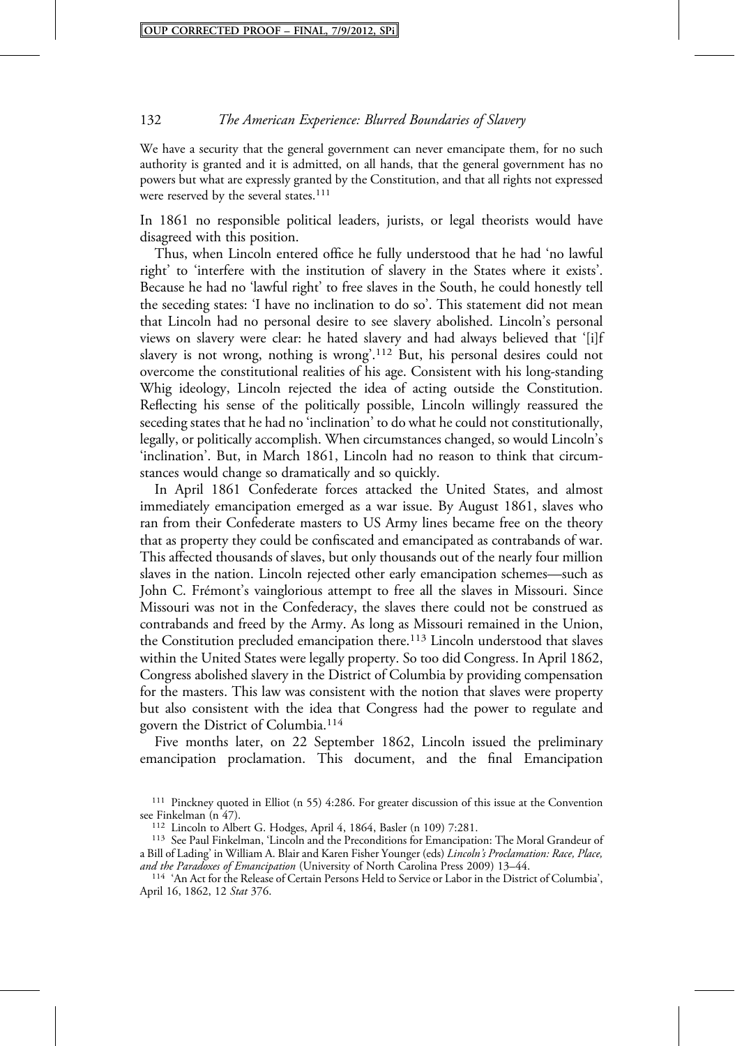We have a security that the general government can never emancipate them, for no such authority is granted and it is admitted, on all hands, that the general government has no powers but what are expressly granted by the Constitution, and that all rights not expressed were reserved by the several states.[111]

In 1861 no responsible political leaders, jurists, or legal theorists would have disagreed with this position.

Thus, when Lincoln entered office he fully understood that he had 'no lawful right' to 'interfere with the institution of slavery in the States where it exists'. Because he had no 'lawful right' to free slaves in the South, he could honestly tell the seceding states: 'I have no inclination to do so'. This statement did not mean that Lincoln had no personal desire to see slavery abolished. Lincoln's personal views on slavery were clear: he hated slavery and had always believed that '[i]f slavery is not wrong, nothing is wrong'.[112] But, his personal desires could not overcome the constitutional realities of his age. Consistent with his long-standing Whig ideology, Lincoln rejected the idea of acting outside the Constitution. Reflecting his sense of the politically possible, Lincoln willingly reassured the seceding states that he had no 'inclination' to do what he could not constitutionally, legally, or politically accomplish. When circumstances changed, so would Lincoln's 'inclination'. But, in March 1861, Lincoln had no reason to think that circumstances would change so dramatically and so quickly.

In April 1861 Confederate forces attacked the United States, and almost immediately emancipation emerged as a war issue. By August 1861, slaves who ran from their Confederate masters to US Army lines became free on the theory that as property they could be confiscated and emancipated as contrabands of war. This affected thousands of slaves, but only thousands out of the nearly four million slaves in the nation. Lincoln rejected other early emancipation schemes—such as John C. Frémont's vainglorious attempt to free all the slaves in Missouri. Since Missouri was not in the Confederacy, the slaves there could not be construed as contrabands and freed by the Army. As long as Missouri remained in the Union, the Constitution precluded emancipation there.[113] Lincoln understood that slaves within the United States were legally property. So too did Congress. In April 1862, Congress abolished slavery in the District of Columbia by providing compensation for the masters. This law was consistent with the notion that slaves were property but also consistent with the idea that Congress had the power to regulate and govern the District of Columbia.[114]

Five months later, on 22 September 1862, Lincoln issued the preliminary emancipation proclamation. This document, and the final Emancipation

---

[111] Pinckney quoted in Elliot (n 55) 4:286. For greater discussion of this issue at the Convention see Finkelman (n 47).

[112] Lincoln to Albert G. Hodges, April 4, 1864, Basler (n 109) 7:281.

[113] See Paul Finkelman, 'Lincoln and the Preconditions for Emancipation: The Moral Grandeur of a Bill of Lading' in William A. Blair and Karen Fisher Younger (eds) *Lincoln's Proclamation: Race, Place, and the Paradoxes of Emancipation* (University of North Carolina Press 2009) 13–44.

[114] 'An Act for the Release of Certain Persons Held to Service or Labor in the District of Columbia', April 16, 1862, 12 *Stat* 376.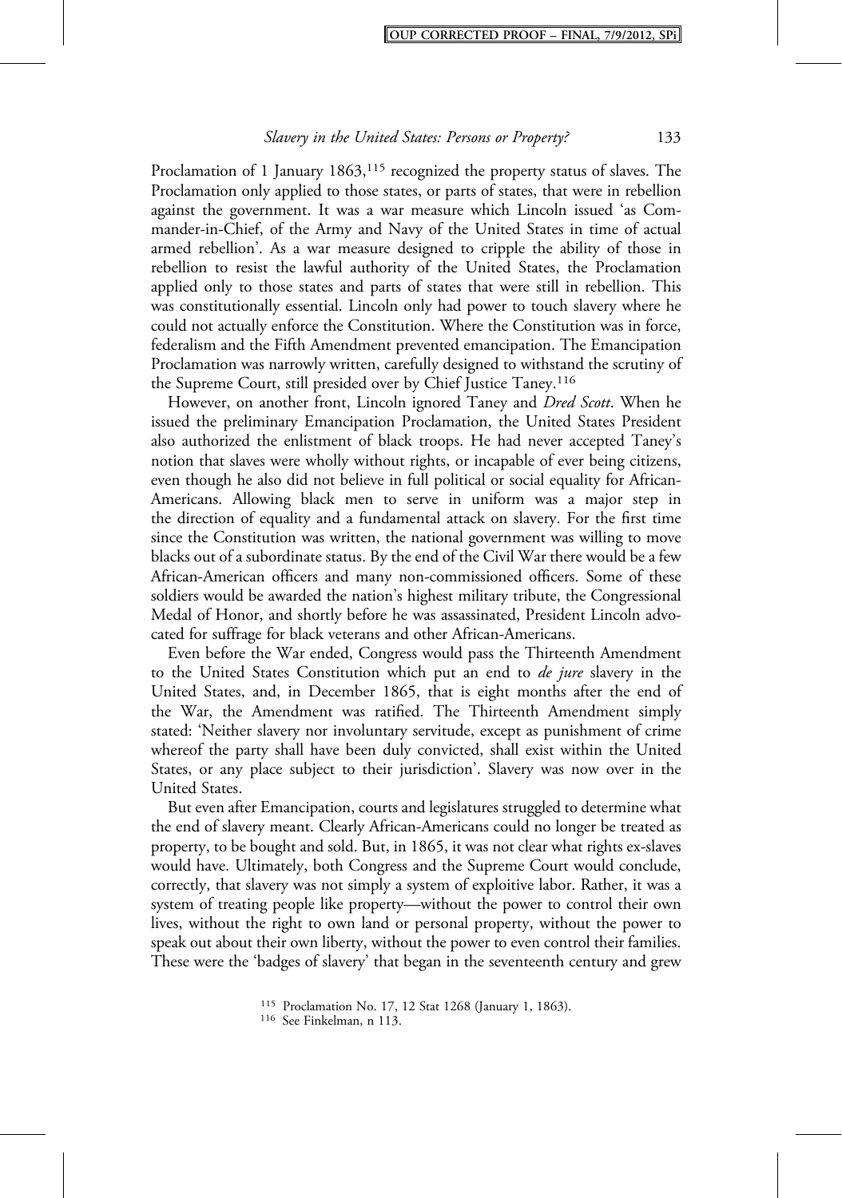Proclamation of 1 January 1863,[115] recognized the property status of slaves. The Proclamation only applied to those states, or parts of states, that were in rebellion against the government. It was a war measure which Lincoln issued 'as Commander-in-Chief, of the Army and Navy of the United States in time of actual armed rebellion'. As a war measure designed to cripple the ability of those in rebellion to resist the lawful authority of the United States, the Proclamation applied only to those states and parts of states that were still in rebellion. This was constitutionally essential. Lincoln only had power to touch slavery where he could not actually enforce the Constitution. Where the Constitution was in force, federalism and the Fifth Amendment prevented emancipation. The Emancipation Proclamation was narrowly written, carefully designed to withstand the scrutiny of the Supreme Court, still presided over by Chief Justice Taney.[116]

However, on another front, Lincoln ignored Taney and *Dred Scott*. When he issued the preliminary Emancipation Proclamation, the United States President also authorized the enlistment of black troops. He had never accepted Taney's notion that slaves were wholly without rights, or incapable of ever being citizens, even though he also did not believe in full political or social equality for African-Americans. Allowing black men to serve in uniform was a major step in the direction of equality and a fundamental attack on slavery. For the first time since the Constitution was written, the national government was willing to move blacks out of a subordinate status. By the end of the Civil War there would be a few African-American officers and many non-commissioned officers. Some of these soldiers would be awarded the nation's highest military tribute, the Congressional Medal of Honor, and shortly before he was assassinated, President Lincoln advocated for suffrage for black veterans and other African-Americans.

Even before the War ended, Congress would pass the Thirteenth Amendment to the United States Constitution which put an end to *de jure* slavery in the United States, and, in December 1865, that is eight months after the end of the War, the Amendment was ratified. The Thirteenth Amendment simply stated: 'Neither slavery nor involuntary servitude, except as punishment of crime whereof the party shall have been duly convicted, shall exist within the United States, or any place subject to their jurisdiction'. Slavery was now over in the United States.

But even after Emancipation, courts and legislatures struggled to determine what the end of slavery meant. Clearly African-Americans could no longer be treated as property, to be bought and sold. But, in 1865, it was not clear what rights ex-slaves would have. Ultimately, both Congress and the Supreme Court would conclude, correctly, that slavery was not simply a system of exploitive labor. Rather, it was a system of treating people like property—without the power to control their own lives, without the right to own land or personal property, without the power to speak out about their own liberty, without the power to even control their families. These were the 'badges of slavery' that began in the seventeenth century and grew

[115] Proclamation No. 17, 12 Stat 1268 (January 1, 1863).

[116] See Finkelman, n 113.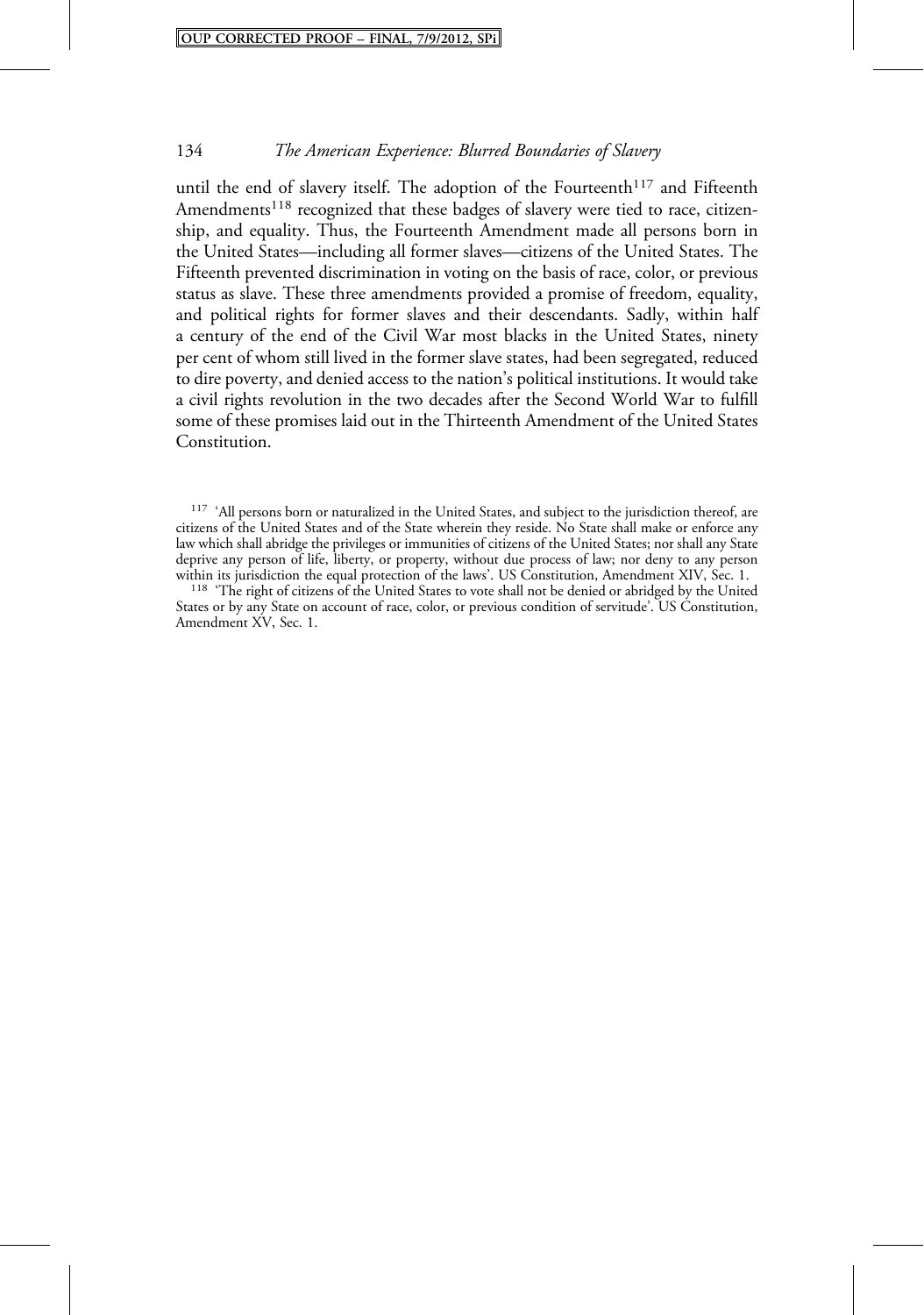until the end of slavery itself. The adoption of the Fourteenth[117] and Fifteenth Amendments[118] recognized that these badges of slavery were tied to race, citizenship, and equality. Thus, the Fourteenth Amendment made all persons born in the United States—including all former slaves—citizens of the United States. The Fifteenth prevented discrimination in voting on the basis of race, color, or previous status as slave. These three amendments provided a promise of freedom, equality, and political rights for former slaves and their descendants. Sadly, within half a century of the end of the Civil War most blacks in the United States, ninety per cent of whom still lived in the former slave states, had been segregated, reduced to dire poverty, and denied access to the nation's political institutions. It would take a civil rights revolution in the two decades after the Second World War to fulfill some of these promises laid out in the Thirteenth Amendment of the United States Constitution.

[117] 'All persons born or naturalized in the United States, and subject to the jurisdiction thereof, are citizens of the United States and of the State wherein they reside. No State shall make or enforce any law which shall abridge the privileges or immunities of citizens of the United States; nor shall any State deprive any person of life, liberty, or property, without due process of law; nor deny to any person within its jurisdiction the equal protection of the laws'. US Constitution, Amendment XIV, Sec. 1.

[118] 'The right of citizens of the United States to vote shall not be denied or abridged by the United States or by any State on account of race, color, or previous condition of servitude'. US Constitution, Amendment XV, Sec. 1.